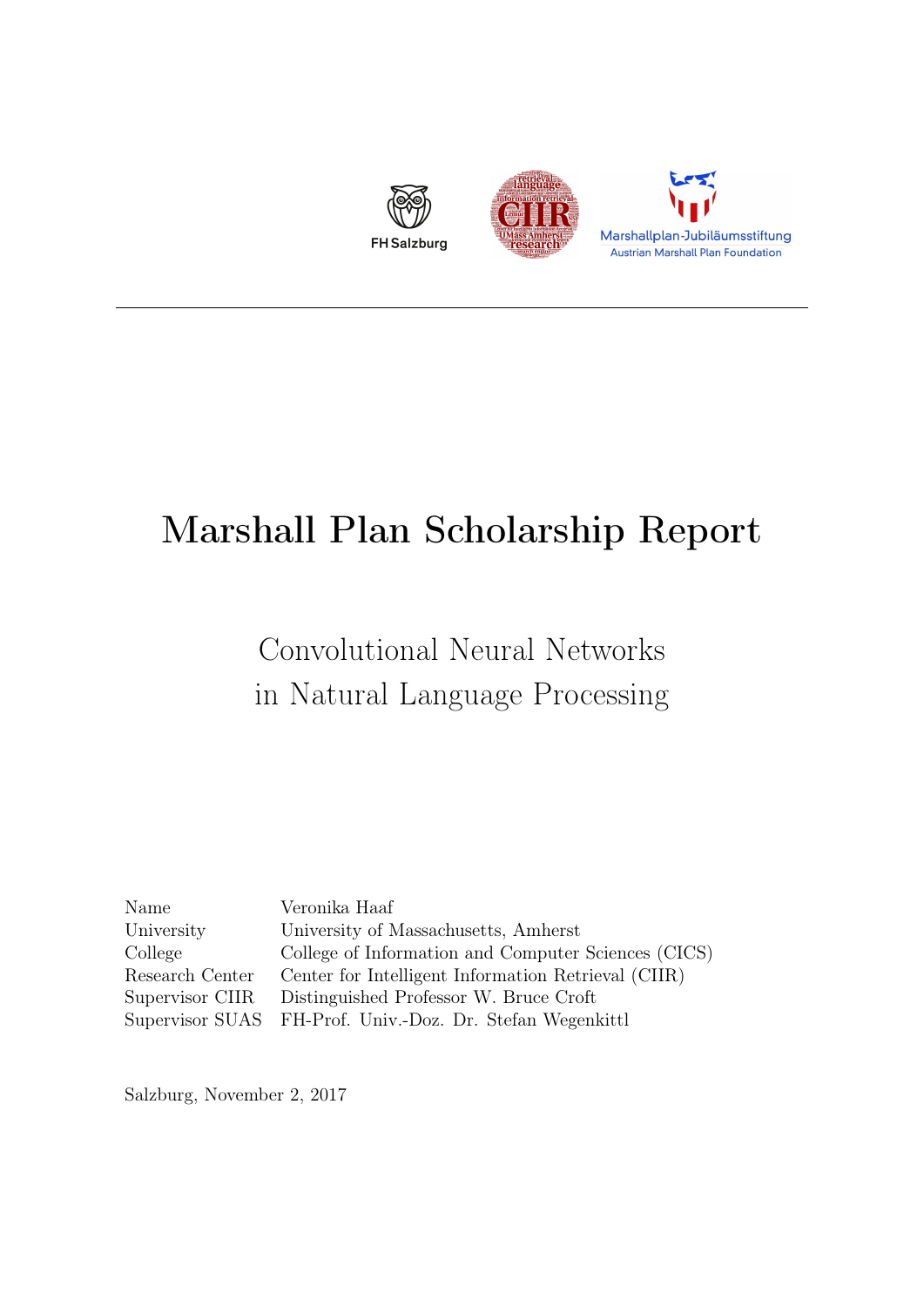# Marshall Plan Scholarship Report

## Convolutional Neural Networks in Natural Language Processing

| | |
|---|---|
| Name | Veronika Haaf |
| University | University of Massachusetts, Amherst |
| College | College of Information and Computer Sciences (CICS) |
| Research Center | Center for Intelligent Information Retrieval (CIIR) |
| Supervisor CIIR | Distinguished Professor W. Bruce Croft |
| Supervisor SUAS | FH-Prof. Univ.-Doz. Dr. Stefan Wegenkittl |

Salzburg, November 2, 2017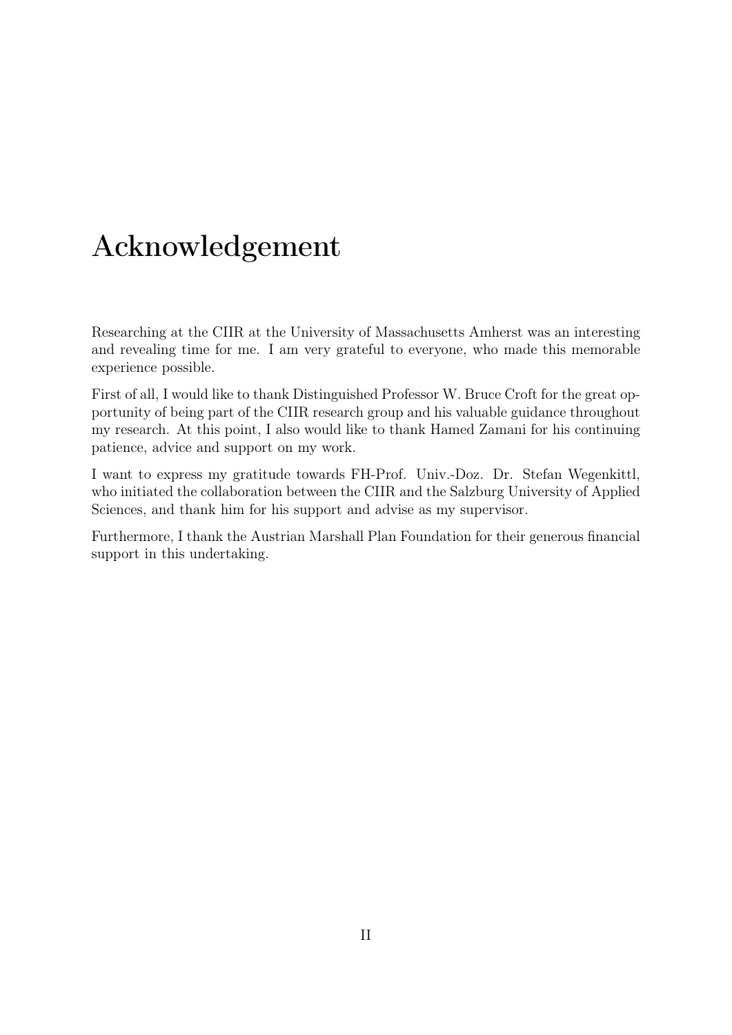# Acknowledgement

Researching at the CIIR at the University of Massachusetts Amherst was an interesting and revealing time for me. I am very grateful to everyone, who made this memorable experience possible.

First of all, I would like to thank Distinguished Professor W. Bruce Croft for the great opportunity of being part of the CIIR research group and his valuable guidance throughout my research. At this point, I also would like to thank Hamed Zamani for his continuing patience, advice and support on my work.

I want to express my gratitude towards FH-Prof. Univ.-Doz. Dr. Stefan Wegenkittl, who initiated the collaboration between the CIIR and the Salzburg University of Applied Sciences, and thank him for his support and advise as my supervisor.

Furthermore, I thank the Austrian Marshall Plan Foundation for their generous financial support in this undertaking.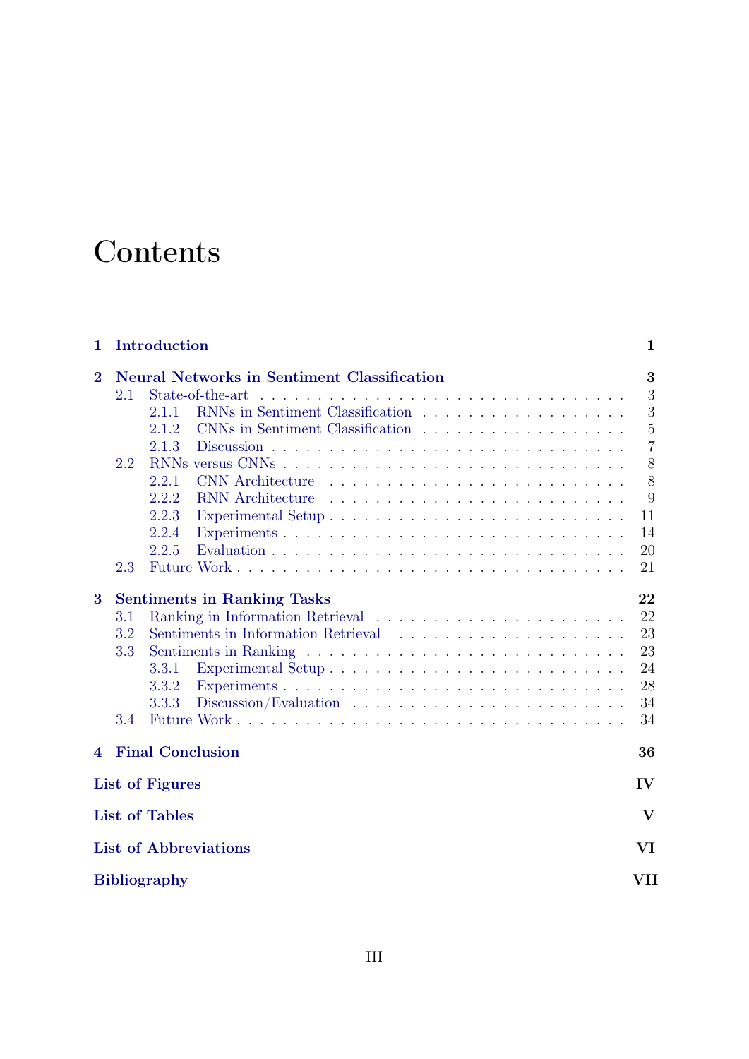# Contents

- **1 Introduction** — **1**
- **2 Neural Networks in Sentiment Classification** — **3**
  - 2.1 State-of-the-art — 3
    - 2.1.1 RNNs in Sentiment Classification — 3
    - 2.1.2 CNNs in Sentiment Classification — 5
    - 2.1.3 Discussion — 7
  - 2.2 RNNs versus CNNs — 8
    - 2.2.1 CNN Architecture — 8
    - 2.2.2 RNN Architecture — 9
    - 2.2.3 Experimental Setup — 11
    - 2.2.4 Experiments — 14
    - 2.2.5 Evaluation — 20
  - 2.3 Future Work — 21
- **3 Sentiments in Ranking Tasks** — **22**
  - 3.1 Ranking in Information Retrieval — 22
  - 3.2 Sentiments in Information Retrieval — 23
  - 3.3 Sentiments in Ranking — 23
    - 3.3.1 Experimental Setup — 24
    - 3.3.2 Experiments — 28
    - 3.3.3 Discussion/Evaluation — 34
  - 3.4 Future Work — 34
- **4 Final Conclusion** — **36**
- **List of Figures** — **IV**
- **List of Tables** — **V**
- **List of Abbreviations** — **VI**
- **Bibliography** — **VII**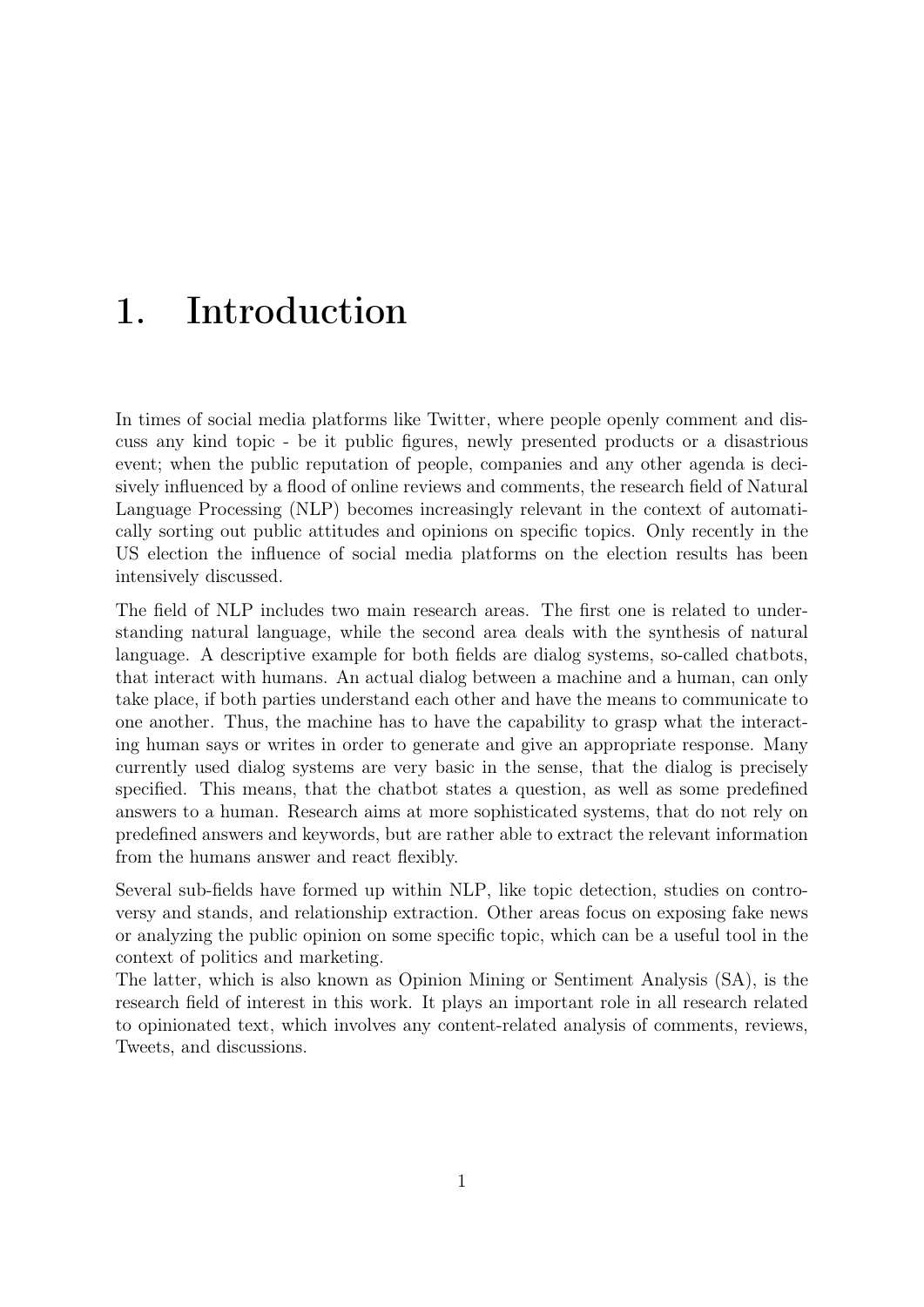# 1. Introduction

In times of social media platforms like Twitter, where people openly comment and discuss any kind topic - be it public figures, newly presented products or a disastrious event; when the public reputation of people, companies and any other agenda is decisively influenced by a flood of online reviews and comments, the research field of Natural Language Processing (NLP) becomes increasingly relevant in the context of automatically sorting out public attitudes and opinions on specific topics. Only recently in the US election the influence of social media platforms on the election results has been intensively discussed.

The field of NLP includes two main research areas. The first one is related to understanding natural language, while the second area deals with the synthesis of natural language. A descriptive example for both fields are dialog systems, so-called chatbots, that interact with humans. An actual dialog between a machine and a human, can only take place, if both parties understand each other and have the means to communicate to one another. Thus, the machine has to have the capability to grasp what the interacting human says or writes in order to generate and give an appropriate response. Many currently used dialog systems are very basic in the sense, that the dialog is precisely specified. This means, that the chatbot states a question, as well as some predefined answers to a human. Research aims at more sophisticated systems, that do not rely on predefined answers and keywords, but are rather able to extract the relevant information from the humans answer and react flexibly.

Several sub-fields have formed up within NLP, like topic detection, studies on controversy and stands, and relationship extraction. Other areas focus on exposing fake news or analyzing the public opinion on some specific topic, which can be a useful tool in the context of politics and marketing.
The latter, which is also known as Opinion Mining or Sentiment Analysis (SA), is the research field of interest in this work. It plays an important role in all research related to opinionated text, which involves any content-related analysis of comments, reviews, Tweets, and discussions.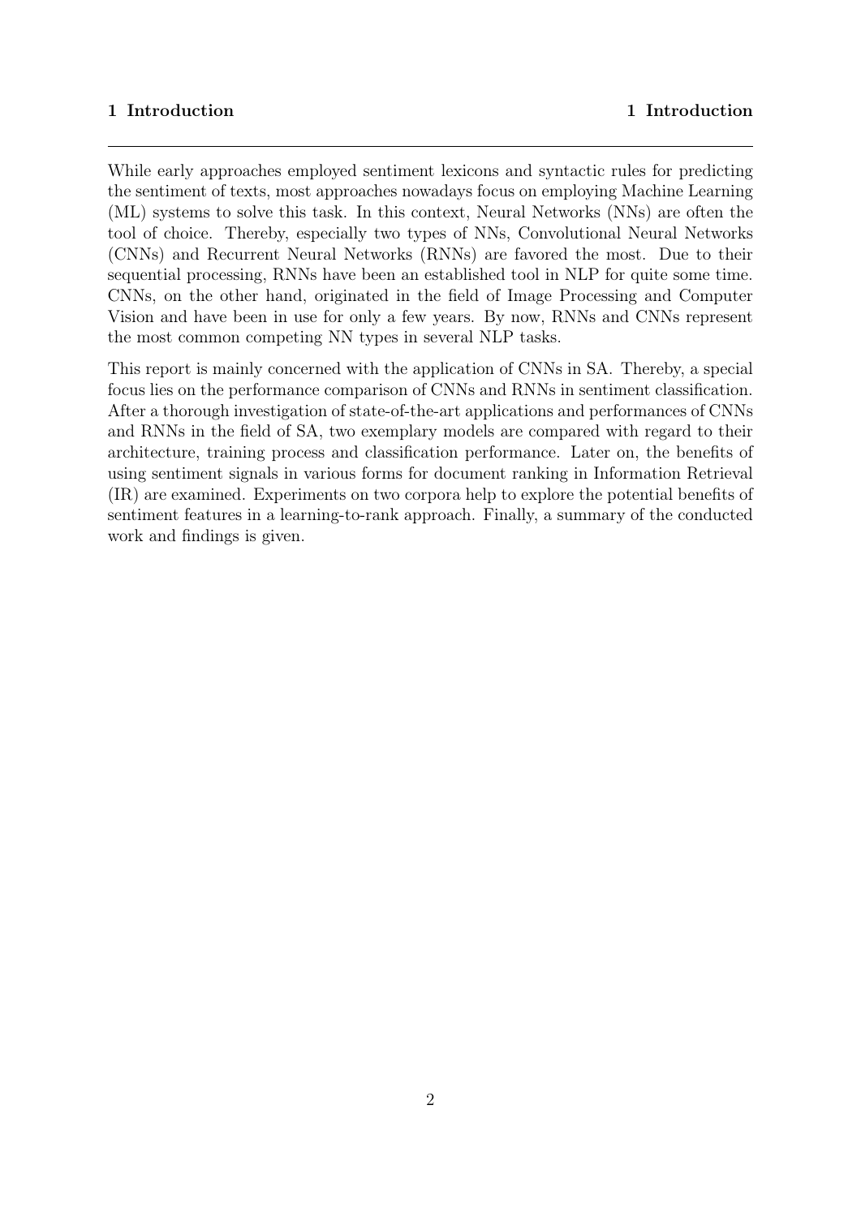While early approaches employed sentiment lexicons and syntactic rules for predicting the sentiment of texts, most approaches nowadays focus on employing Machine Learning (ML) systems to solve this task. In this context, Neural Networks (NNs) are often the tool of choice. Thereby, especially two types of NNs, Convolutional Neural Networks (CNNs) and Recurrent Neural Networks (RNNs) are favored the most. Due to their sequential processing, RNNs have been an established tool in NLP for quite some time. CNNs, on the other hand, originated in the field of Image Processing and Computer Vision and have been in use for only a few years. By now, RNNs and CNNs represent the most common competing NN types in several NLP tasks.

This report is mainly concerned with the application of CNNs in SA. Thereby, a special focus lies on the performance comparison of CNNs and RNNs in sentiment classification. After a thorough investigation of state-of-the-art applications and performances of CNNs and RNNs in the field of SA, two exemplary models are compared with regard to their architecture, training process and classification performance. Later on, the benefits of using sentiment signals in various forms for document ranking in Information Retrieval (IR) are examined. Experiments on two corpora help to explore the potential benefits of sentiment features in a learning-to-rank approach. Finally, a summary of the conducted work and findings is given.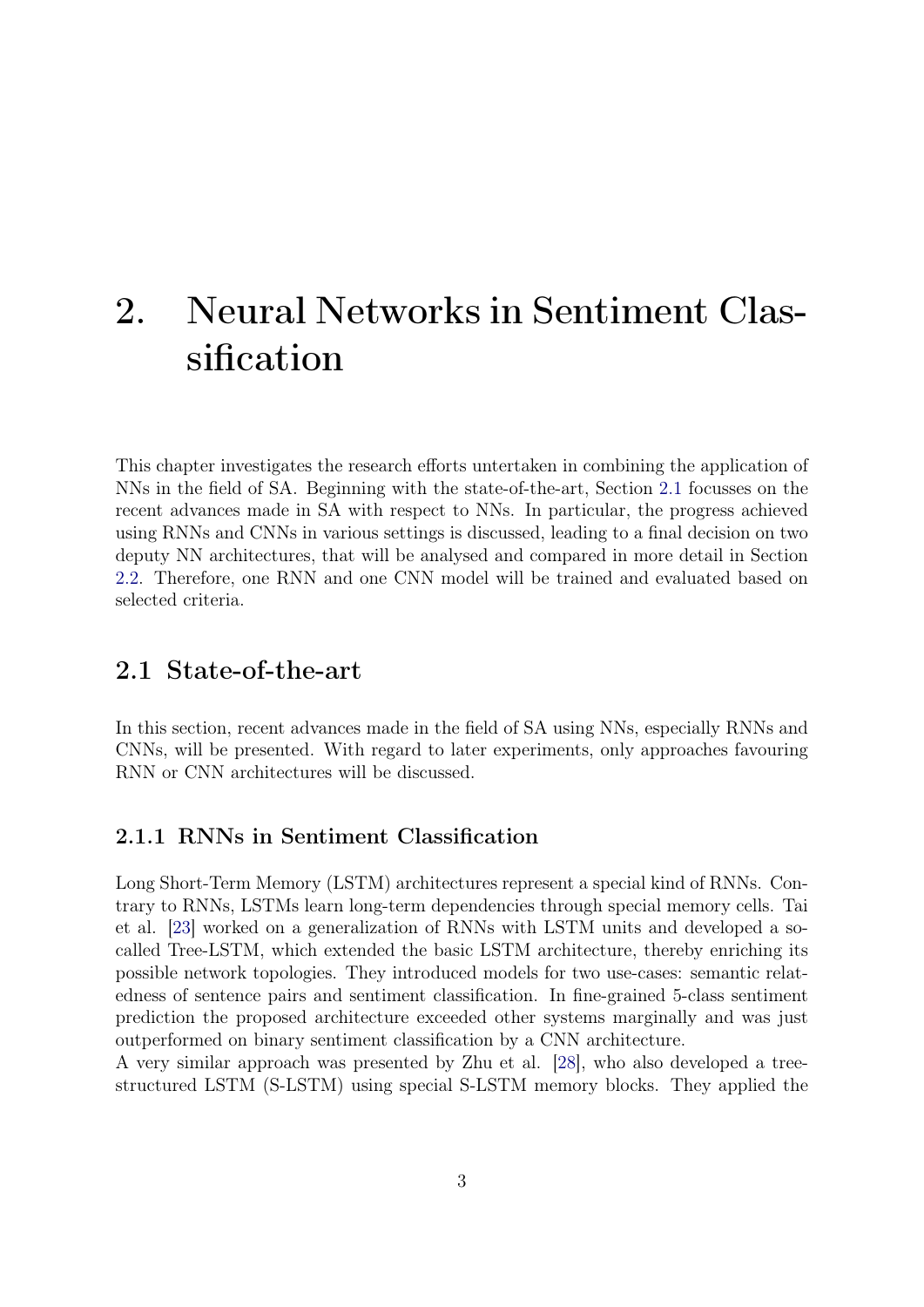# 2. Neural Networks in Sentiment Classification

This chapter investigates the research efforts untertaken in combining the application of NNs in the field of SA. Beginning with the state-of-the-art, Section 2.1 focusses on the recent advances made in SA with respect to NNs. In particular, the progress achieved using RNNs and CNNs in various settings is discussed, leading to a final decision on two deputy NN architectures, that will be analysed and compared in more detail in Section 2.2. Therefore, one RNN and one CNN model will be trained and evaluated based on selected criteria.

## 2.1 State-of-the-art

In this section, recent advances made in the field of SA using NNs, especially RNNs and CNNs, will be presented. With regard to later experiments, only approaches favouring RNN or CNN architectures will be discussed.

### 2.1.1 RNNs in Sentiment Classification

Long Short-Term Memory (LSTM) architectures represent a special kind of RNNs. Contrary to RNNs, LSTMs learn long-term dependencies through special memory cells. Tai et al. [23] worked on a generalization of RNNs with LSTM units and developed a so-called Tree-LSTM, which extended the basic LSTM architecture, thereby enriching its possible network topologies. They introduced models for two use-cases: semantic relatedness of sentence pairs and sentiment classification. In fine-grained 5-class sentiment prediction the proposed architecture exceeded other systems marginally and was just outperformed on binary sentiment classification by a CNN architecture.
A very similar approach was presented by Zhu et al. [28], who also developed a tree-structured LSTM (S-LSTM) using special S-LSTM memory blocks. They applied the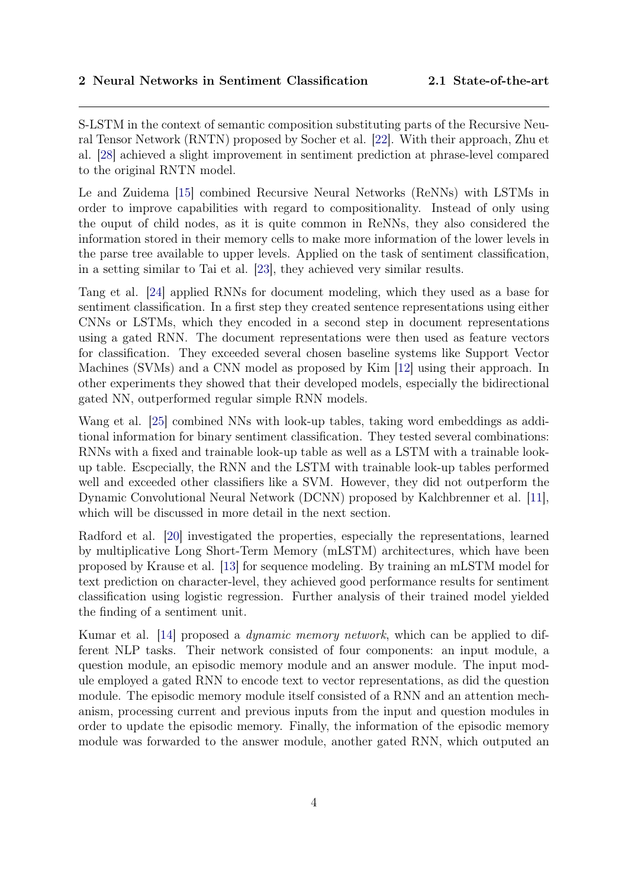S-LSTM in the context of semantic composition substituting parts of the Recursive Neural Tensor Network (RNTN) proposed by Socher et al. [22]. With their approach, Zhu et al. [28] achieved a slight improvement in sentiment prediction at phrase-level compared to the original RNTN model.

Le and Zuidema [15] combined Recursive Neural Networks (ReNNs) with LSTMs in order to improve capabilities with regard to compositionality. Instead of only using the ouput of child nodes, as it is quite common in ReNNs, they also considered the information stored in their memory cells to make more information of the lower levels in the parse tree available to upper levels. Applied on the task of sentiment classification, in a setting similar to Tai et al. [23], they achieved very similar results.

Tang et al. [24] applied RNNs for document modeling, which they used as a base for sentiment classification. In a first step they created sentence representations using either CNNs or LSTMs, which they encoded in a second step in document representations using a gated RNN. The document representations were then used as feature vectors for classification. They exceeded several chosen baseline systems like Support Vector Machines (SVMs) and a CNN model as proposed by Kim [12] using their approach. In other experiments they showed that their developed models, especially the bidirectional gated NN, outperformed regular simple RNN models.

Wang et al. [25] combined NNs with look-up tables, taking word embeddings as additional information for binary sentiment classification. They tested several combinations: RNNs with a fixed and trainable look-up table as well as a LSTM with a trainable look-up table. Escpecially, the RNN and the LSTM with trainable look-up tables performed well and exceeded other classifiers like a SVM. However, they did not outperform the Dynamic Convolutional Neural Network (DCNN) proposed by Kalchbrenner et al. [11], which will be discussed in more detail in the next section.

Radford et al. [20] investigated the properties, especially the representations, learned by multiplicative Long Short-Term Memory (mLSTM) architectures, which have been proposed by Krause et al. [13] for sequence modeling. By training an mLSTM model for text prediction on character-level, they achieved good performance results for sentiment classification using logistic regression. Further analysis of their trained model yielded the finding of a sentiment unit.

Kumar et al. [14] proposed a *dynamic memory network*, which can be applied to different NLP tasks. Their network consisted of four components: an input module, a question module, an episodic memory module and an answer module. The input module employed a gated RNN to encode text to vector representations, as did the question module. The episodic memory module itself consisted of a RNN and an attention mechanism, processing current and previous inputs from the input and question modules in order to update the episodic memory. Finally, the information of the episodic memory module was forwarded to the answer module, another gated RNN, which outputed an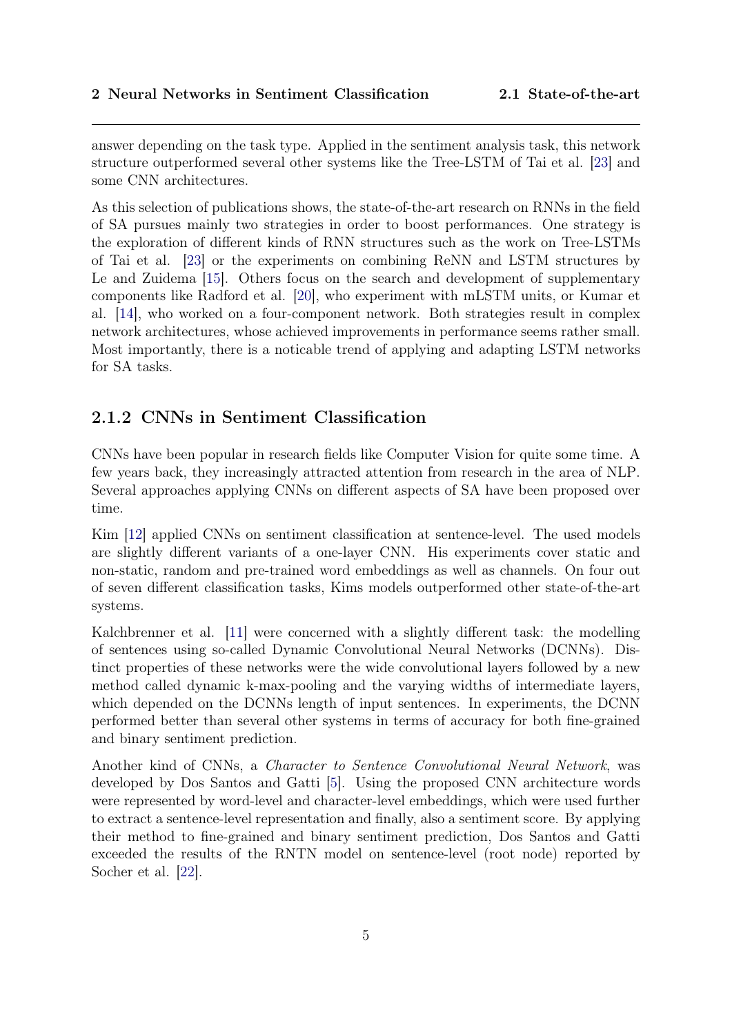answer depending on the task type. Applied in the sentiment analysis task, this network structure outperformed several other systems like the Tree-LSTM of Tai et al. [23] and some CNN architectures.

As this selection of publications shows, the state-of-the-art research on RNNs in the field of SA pursues mainly two strategies in order to boost performances. One strategy is the exploration of different kinds of RNN structures such as the work on Tree-LSTMs of Tai et al. [23] or the experiments on combining ReNN and LSTM structures by Le and Zuidema [15]. Others focus on the search and development of supplementary components like Radford et al. [20], who experiment with mLSTM units, or Kumar et al. [14], who worked on a four-component network. Both strategies result in complex network architectures, whose achieved improvements in performance seems rather small. Most importantly, there is a noticable trend of applying and adapting LSTM networks for SA tasks.

### 2.1.2 CNNs in Sentiment Classification

CNNs have been popular in research fields like Computer Vision for quite some time. A few years back, they increasingly attracted attention from research in the area of NLP. Several approaches applying CNNs on different aspects of SA have been proposed over time.

Kim [12] applied CNNs on sentiment classification at sentence-level. The used models are slightly different variants of a one-layer CNN. His experiments cover static and non-static, random and pre-trained word embeddings as well as channels. On four out of seven different classification tasks, Kims models outperformed other state-of-the-art systems.

Kalchbrenner et al. [11] were concerned with a slightly different task: the modelling of sentences using so-called Dynamic Convolutional Neural Networks (DCNNs). Distinct properties of these networks were the wide convolutional layers followed by a new method called dynamic k-max-pooling and the varying widths of intermediate layers, which depended on the DCNNs length of input sentences. In experiments, the DCNN performed better than several other systems in terms of accuracy for both fine-grained and binary sentiment prediction.

Another kind of CNNs, a *Character to Sentence Convolutional Neural Network*, was developed by Dos Santos and Gatti [5]. Using the proposed CNN architecture words were represented by word-level and character-level embeddings, which were used further to extract a sentence-level representation and finally, also a sentiment score. By applying their method to fine-grained and binary sentiment prediction, Dos Santos and Gatti exceeded the results of the RNTN model on sentence-level (root node) reported by Socher et al. [22].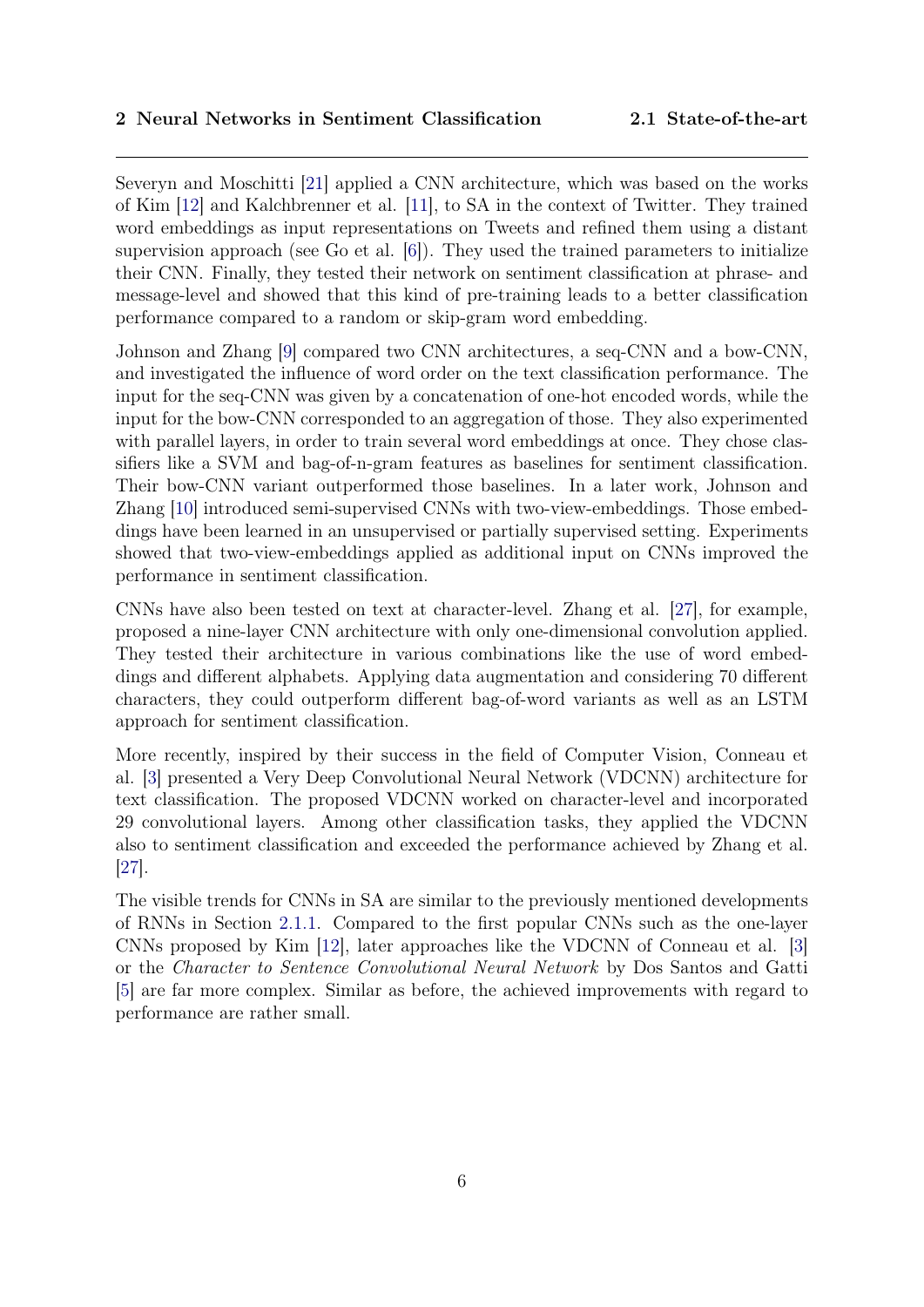Severyn and Moschitti [21] applied a CNN architecture, which was based on the works of Kim [12] and Kalchbrenner et al. [11], to SA in the context of Twitter. They trained word embeddings as input representations on Tweets and refined them using a distant supervision approach (see Go et al. [6]). They used the trained parameters to initialize their CNN. Finally, they tested their network on sentiment classification at phrase- and message-level and showed that this kind of pre-training leads to a better classification performance compared to a random or skip-gram word embedding.

Johnson and Zhang [9] compared two CNN architectures, a seq-CNN and a bow-CNN, and investigated the influence of word order on the text classification performance. The input for the seq-CNN was given by a concatenation of one-hot encoded words, while the input for the bow-CNN corresponded to an aggregation of those. They also experimented with parallel layers, in order to train several word embeddings at once. They chose classifiers like a SVM and bag-of-n-gram features as baselines for sentiment classification. Their bow-CNN variant outperformed those baselines. In a later work, Johnson and Zhang [10] introduced semi-supervised CNNs with two-view-embeddings. Those embeddings have been learned in an unsupervised or partially supervised setting. Experiments showed that two-view-embeddings applied as additional input on CNNs improved the performance in sentiment classification.

CNNs have also been tested on text at character-level. Zhang et al. [27], for example, proposed a nine-layer CNN architecture with only one-dimensional convolution applied. They tested their architecture in various combinations like the use of word embeddings and different alphabets. Applying data augmentation and considering 70 different characters, they could outperform different bag-of-word variants as well as an LSTM approach for sentiment classification.

More recently, inspired by their success in the field of Computer Vision, Conneau et al. [3] presented a Very Deep Convolutional Neural Network (VDCNN) architecture for text classification. The proposed VDCNN worked on character-level and incorporated 29 convolutional layers. Among other classification tasks, they applied the VDCNN also to sentiment classification and exceeded the performance achieved by Zhang et al. [27].

The visible trends for CNNs in SA are similar to the previously mentioned developments of RNNs in Section 2.1.1. Compared to the first popular CNNs such as the one-layer CNNs proposed by Kim [12], later approaches like the VDCNN of Conneau et al. [3] or the *Character to Sentence Convolutional Neural Network* by Dos Santos and Gatti [5] are far more complex. Similar as before, the achieved improvements with regard to performance are rather small.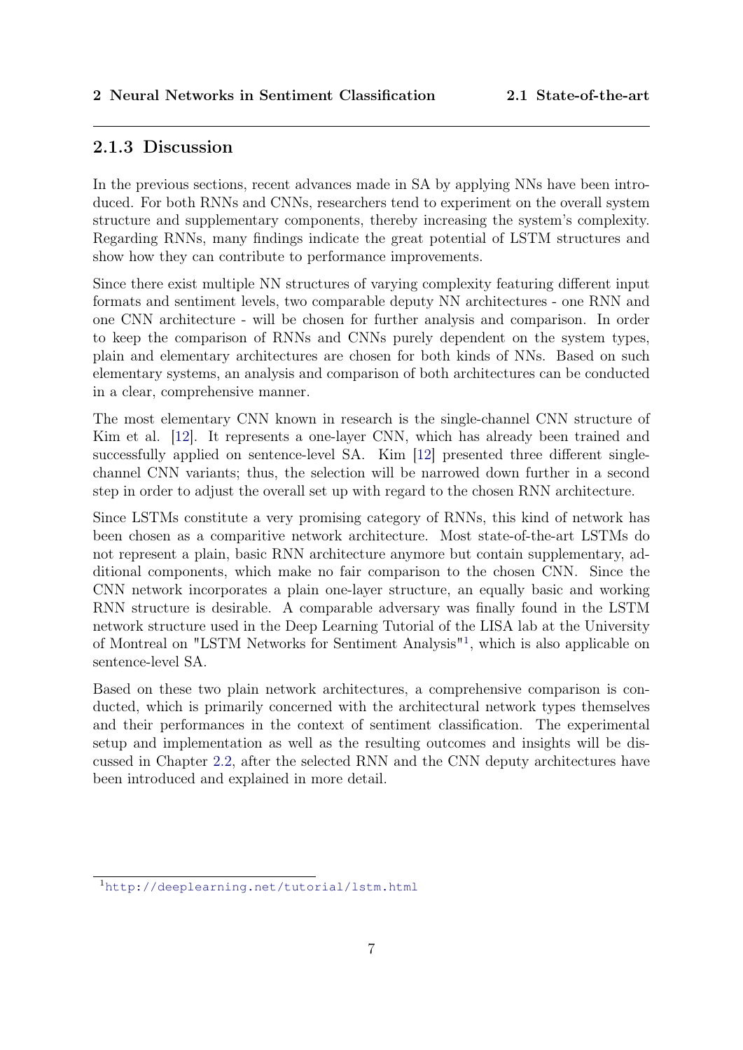### 2.1.3 Discussion

In the previous sections, recent advances made in SA by applying NNs have been introduced. For both RNNs and CNNs, researchers tend to experiment on the overall system structure and supplementary components, thereby increasing the system's complexity. Regarding RNNs, many findings indicate the great potential of LSTM structures and show how they can contribute to performance improvements.

Since there exist multiple NN structures of varying complexity featuring different input formats and sentiment levels, two comparable deputy NN architectures - one RNN and one CNN architecture - will be chosen for further analysis and comparison. In order to keep the comparison of RNNs and CNNs purely dependent on the system types, plain and elementary architectures are chosen for both kinds of NNs. Based on such elementary systems, an analysis and comparison of both architectures can be conducted in a clear, comprehensive manner.

The most elementary CNN known in research is the single-channel CNN structure of Kim et al. [12]. It represents a one-layer CNN, which has already been trained and successfully applied on sentence-level SA. Kim [12] presented three different single-channel CNN variants; thus, the selection will be narrowed down further in a second step in order to adjust the overall set up with regard to the chosen RNN architecture.

Since LSTMs constitute a very promising category of RNNs, this kind of network has been chosen as a comparitive network architecture. Most state-of-the-art LSTMs do not represent a plain, basic RNN architecture anymore but contain supplementary, additional components, which make no fair comparison to the chosen CNN. Since the CNN network incorporates a plain one-layer structure, an equally basic and working RNN structure is desirable. A comparable adversary was finally found in the LSTM network structure used in the Deep Learning Tutorial of the LISA lab at the University of Montreal on "LSTM Networks for Sentiment Analysis"[1], which is also applicable on sentence-level SA.

Based on these two plain network architectures, a comprehensive comparison is conducted, which is primarily concerned with the architectural network types themselves and their performances in the context of sentiment classification. The experimental setup and implementation as well as the resulting outcomes and insights will be discussed in Chapter 2.2, after the selected RNN and the CNN deputy architectures have been introduced and explained in more detail.

[1] http://deeplearning.net/tutorial/lstm.html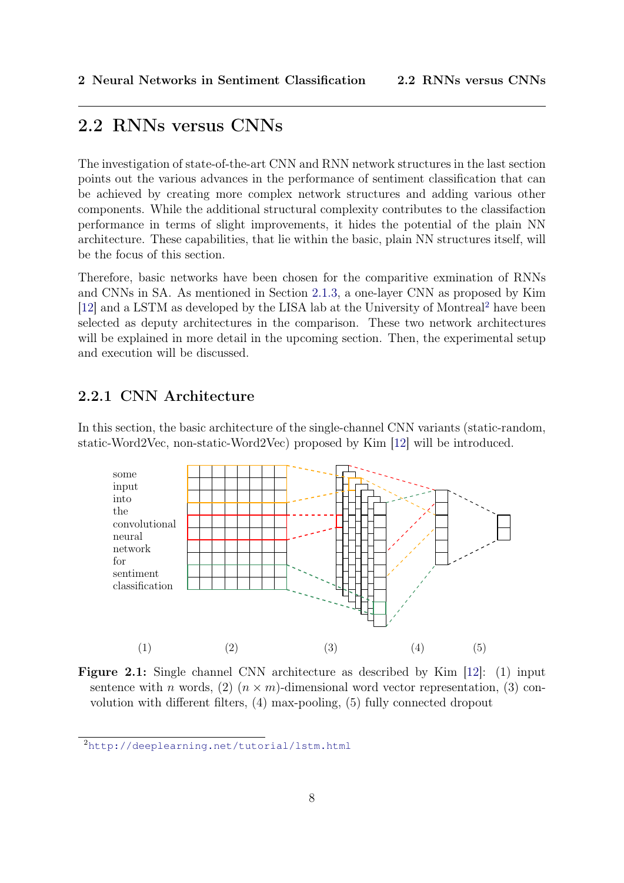## 2.2 RNNs versus CNNs

The investigation of state-of-the-art CNN and RNN network structures in the last section points out the various advances in the performance of sentiment classification that can be achieved by creating more complex network structures and adding various other components. While the additional structural complexity contributes to the classifaction performance in terms of slight improvements, it hides the potential of the plain NN architecture. These capabilities, that lie within the basic, plain NN structures itself, will be the focus of this section.

Therefore, basic networks have been chosen for the comparitive exmination of RNNs and CNNs in SA. As mentioned in Section 2.1.3, a one-layer CNN as proposed by Kim [12] and a LSTM as developed by the LISA lab at the University of Montreal[2] have been selected as deputy architectures in the comparison. These two network architectures will be explained in more detail in the upcoming section. Then, the experimental setup and execution will be discussed.

### 2.2.1 CNN Architecture

In this section, the basic architecture of the single-channel CNN variants (static-random, static-Word2Vec, non-static-Word2Vec) proposed by Kim [12] will be introduced.

some
input
into
the
convolutional
neural
network
for
sentiment
classification

(1) (2) (3) (4) (5)

**Figure 2.1:** Single channel CNN architecture as described by Kim [12]: (1) input sentence with $n$ words, (2) $(n \times m)$-dimensional word vector representation, (3) convolution with different filters, (4) max-pooling, (5) fully connected dropout

[2] http://deeplearning.net/tutorial/lstm.html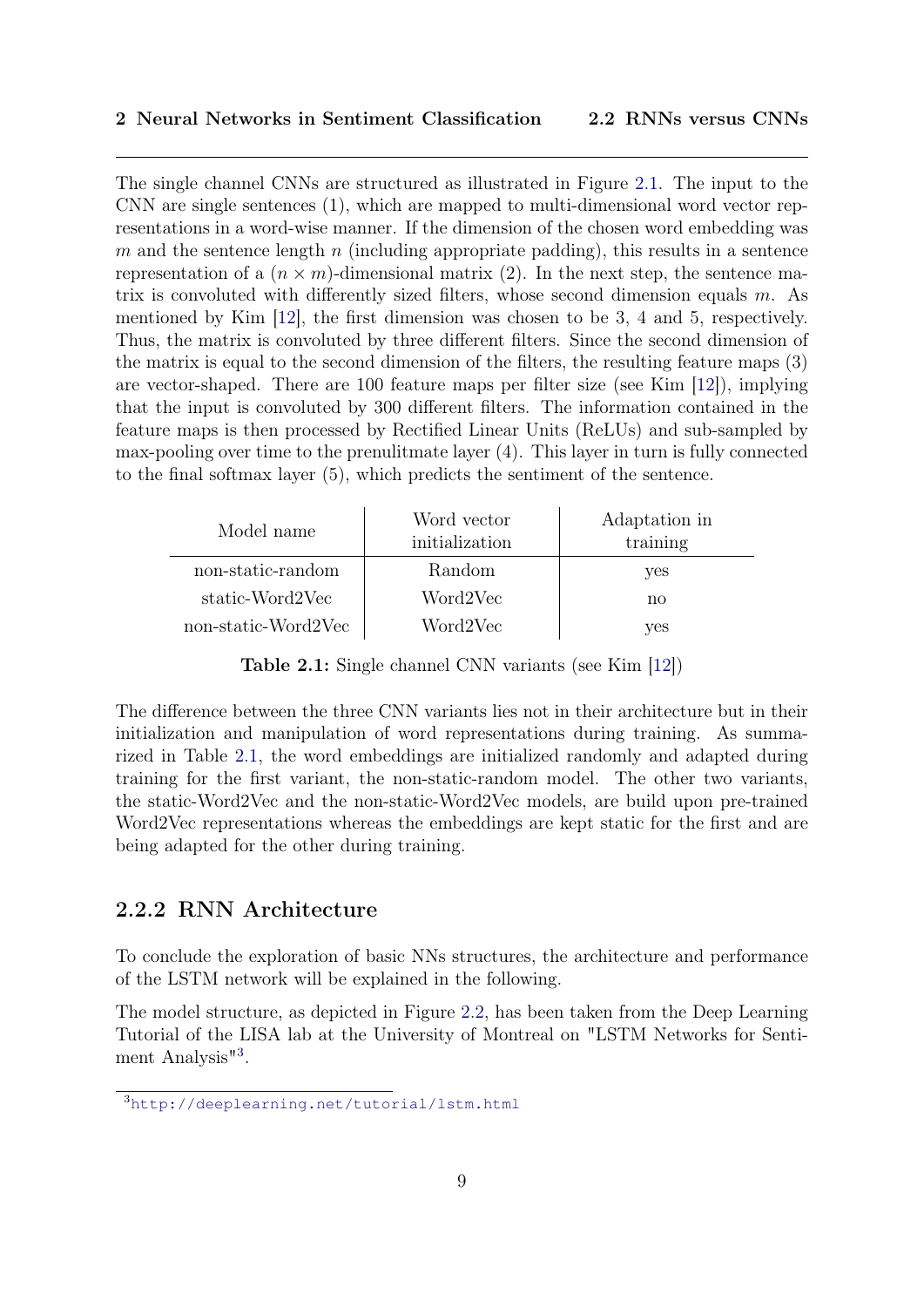The single channel CNNs are structured as illustrated in Figure 2.1. The input to the CNN are single sentences (1), which are mapped to multi-dimensional word vector representations in a word-wise manner. If the dimension of the chosen word embedding was $m$ and the sentence length $n$ (including appropriate padding), this results in a sentence representation of a $(n \times m)$-dimensional matrix (2). In the next step, the sentence matrix is convoluted with differently sized filters, whose second dimension equals $m$. As mentioned by Kim [12], the first dimension was chosen to be 3, 4 and 5, respectively. Thus, the matrix is convoluted by three different filters. Since the second dimension of the matrix is equal to the second dimension of the filters, the resulting feature maps (3) are vector-shaped. There are 100 feature maps per filter size (see Kim [12]), implying that the input is convoluted by 300 different filters. The information contained in the feature maps is then processed by Rectified Linear Units (ReLUs) and sub-sampled by max-pooling over time to the prenulitmate layer (4). This layer in turn is fully connected to the final softmax layer (5), which predicts the sentiment of the sentence.

| Model name | Word vector initialization | Adaptation in training |
|---|---|---|
| non-static-random | Random | yes |
| static-Word2Vec | Word2Vec | no |
| non-static-Word2Vec | Word2Vec | yes |

**Table 2.1:** Single channel CNN variants (see Kim [12])

The difference between the three CNN variants lies not in their architecture but in their initialization and manipulation of word representations during training. As summarized in Table 2.1, the word embeddings are initialized randomly and adapted during training for the first variant, the non-static-random model. The other two variants, the static-Word2Vec and the non-static-Word2Vec models, are build upon pre-trained Word2Vec representations whereas the embeddings are kept static for the first and are being adapted for the other during training.

### 2.2.2 RNN Architecture

To conclude the exploration of basic NNs structures, the architecture and performance of the LSTM network will be explained in the following.

The model structure, as depicted in Figure 2.2, has been taken from the Deep Learning Tutorial of the LISA lab at the University of Montreal on "LSTM Networks for Sentiment Analysis"[3].

[3] http://deeplearning.net/tutorial/lstm.html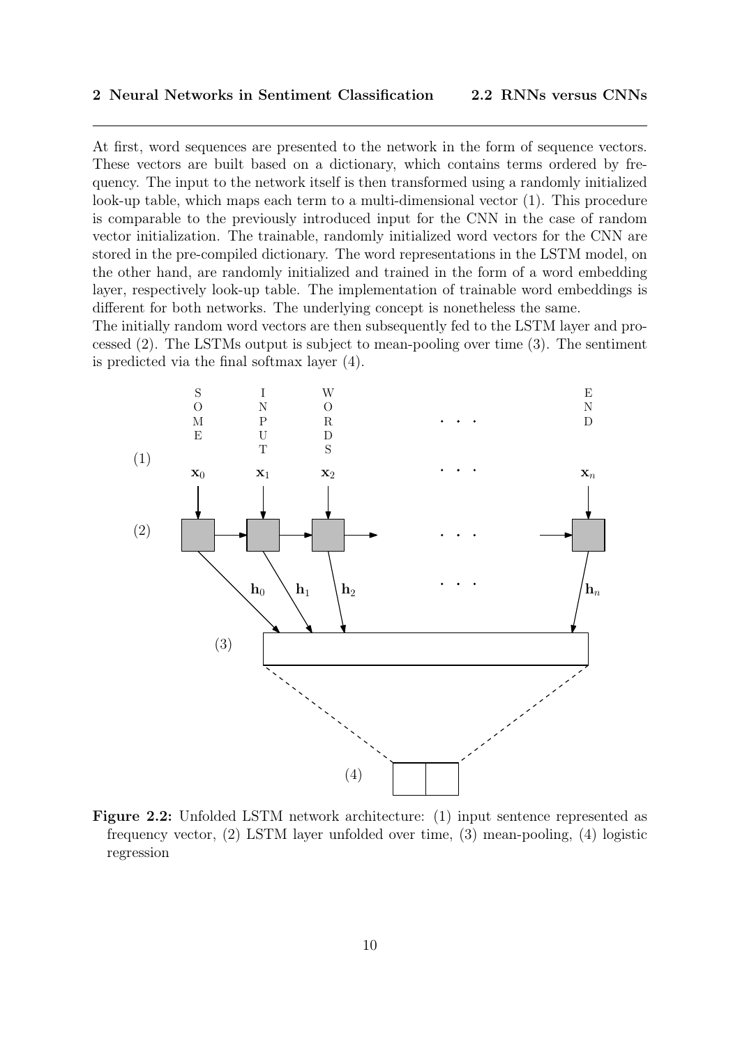At first, word sequences are presented to the network in the form of sequence vectors. These vectors are built based on a dictionary, which contains terms ordered by frequency. The input to the network itself is then transformed using a randomly initialized look-up table, which maps each term to a multi-dimensional vector (1). This procedure is comparable to the previously introduced input for the CNN in the case of random vector initialization. The trainable, randomly initialized word vectors for the CNN are stored in the pre-compiled dictionary. The word representations in the LSTM model, on the other hand, are randomly initialized and trained in the form of a word embedding layer, respectively look-up table. The implementation of trainable word embeddings is different for both networks. The underlying concept is nonetheless the same.
The initially random word vectors are then subsequently fed to the LSTM layer and processed (2). The LSTMs output is subject to mean-pooling over time (3). The sentiment is predicted via the final softmax layer (4).

**Figure 2.2:** Unfolded LSTM network architecture: (1) input sentence represented as frequency vector, (2) LSTM layer unfolded over time, (3) mean-pooling, (4) logistic regression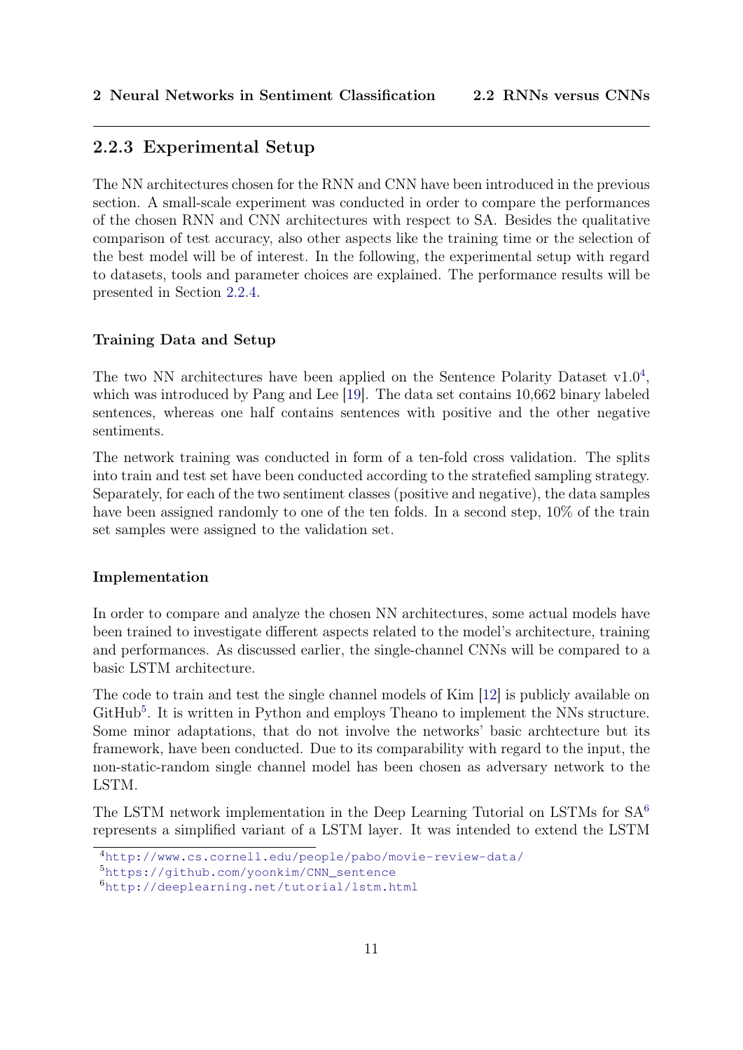### 2.2.3 Experimental Setup

The NN architectures chosen for the RNN and CNN have been introduced in the previous section. A small-scale experiment was conducted in order to compare the performances of the chosen RNN and CNN architectures with respect to SA. Besides the qualitative comparison of test accuracy, also other aspects like the training time or the selection of the best model will be of interest. In the following, the experimental setup with regard to datasets, tools and parameter choices are explained. The performance results will be presented in Section 2.2.4.

#### Training Data and Setup

The two NN architectures have been applied on the Sentence Polarity Dataset v1.0[4], which was introduced by Pang and Lee [19]. The data set contains 10,662 binary labeled sentences, whereas one half contains sentences with positive and the other negative sentiments.

The network training was conducted in form of a ten-fold cross validation. The splits into train and test set have been conducted according to the stratefied sampling strategy. Separately, for each of the two sentiment classes (positive and negative), the data samples have been assigned randomly to one of the ten folds. In a second step, 10% of the train set samples were assigned to the validation set.

#### Implementation

In order to compare and analyze the chosen NN architectures, some actual models have been trained to investigate different aspects related to the model's architecture, training and performances. As discussed earlier, the single-channel CNNs will be compared to a basic LSTM architecture.

The code to train and test the single channel models of Kim [12] is publicly available on GitHub[5]. It is written in Python and employs Theano to implement the NNs structure. Some minor adaptations, that do not involve the networks' basic archtecture but its framework, have been conducted. Due to its comparability with regard to the input, the non-static-random single channel model has been chosen as adversary network to the LSTM.

The LSTM network implementation in the Deep Learning Tutorial on LSTMs for SA[6] represents a simplified variant of a LSTM layer. It was intended to extend the LSTM

[4] http://www.cs.cornell.edu/people/pabo/movie-review-data/

[5] https://github.com/yoonkim/CNN_sentence

[6] http://deeplearning.net/tutorial/lstm.html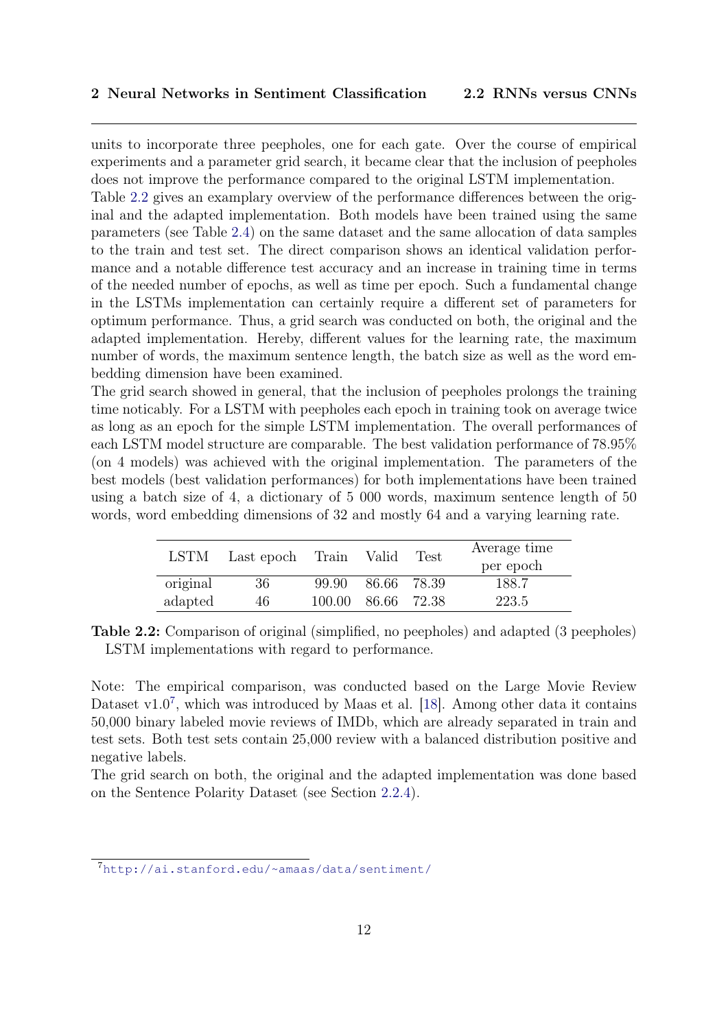units to incorporate three peepholes, one for each gate. Over the course of empirical experiments and a parameter grid search, it became clear that the inclusion of peepholes does not improve the performance compared to the original LSTM implementation.

Table 2.2 gives an examplary overview of the performance differences between the original and the adapted implementation. Both models have been trained using the same parameters (see Table 2.4) on the same dataset and the same allocation of data samples to the train and test set. The direct comparison shows an identical validation performance and a notable difference test accuracy and an increase in training time in terms of the needed number of epochs, as well as time per epoch. Such a fundamental change in the LSTMs implementation can certainly require a different set of parameters for optimum performance. Thus, a grid search was conducted on both, the original and the adapted implementation. Hereby, different values for the learning rate, the maximum number of words, the maximum sentence length, the batch size as well as the word embedding dimension have been examined.

The grid search showed in general, that the inclusion of peepholes prolongs the training time noticably. For a LSTM with peepholes each epoch in training took on average twice as long as an epoch for the simple LSTM implementation. The overall performances of each LSTM model structure are comparable. The best validation performance of 78.95% (on 4 models) was achieved with the original implementation. The parameters of the best models (best validation performances) for both implementations have been trained using a batch size of 4, a dictionary of 5 000 words, maximum sentence length of 50 words, word embedding dimensions of 32 and mostly 64 and a varying learning rate.

| LSTM | Last epoch | Train | Valid | Test | Average time per epoch |
|---|---|---|---|---|---|
| original | 36 | 99.90 | 86.66 | 78.39 | 188.7 |
| adapted | 46 | 100.00 | 86.66 | 72.38 | 223.5 |

**Table 2.2:** Comparison of original (simplified, no peepholes) and adapted (3 peepholes) LSTM implementations with regard to performance.

Note: The empirical comparison, was conducted based on the Large Movie Review Dataset v1.0[7], which was introduced by Maas et al. [18]. Among other data it contains 50,000 binary labeled movie reviews of IMDb, which are already separated in train and test sets. Both test sets contain 25,000 review with a balanced distribution positive and negative labels.

The grid search on both, the original and the adapted implementation was done based on the Sentence Polarity Dataset (see Section 2.2.4).

[7] http://ai.stanford.edu/~amaas/data/sentiment/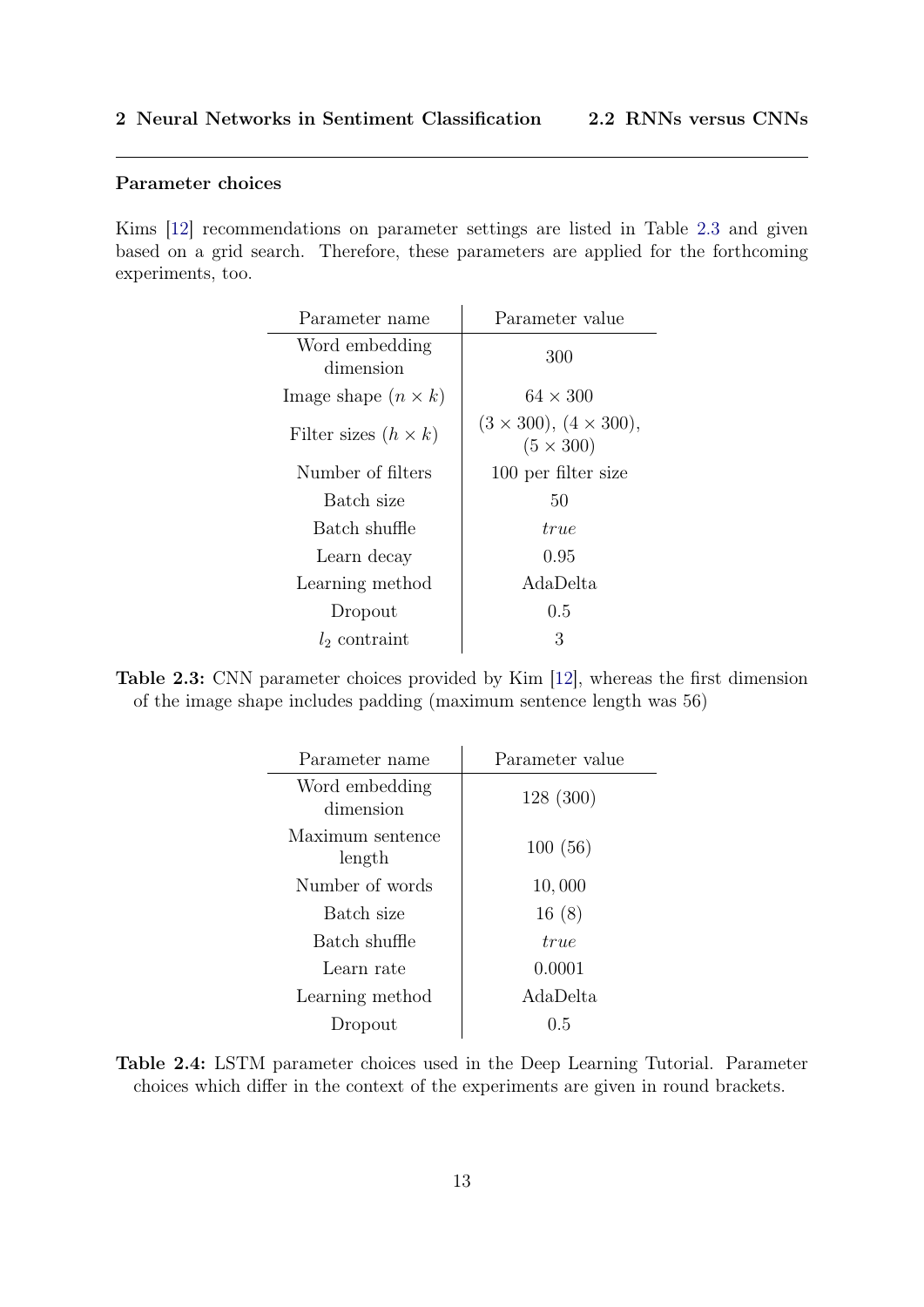### Parameter choices

Kims [12] recommendations on parameter settings are listed in Table 2.3 and given based on a grid search. Therefore, these parameters are applied for the forthcoming experiments, too.

| Parameter name | Parameter value |
|---|---|
| Word embedding dimension | 300 |
| Image shape ($n \times k$) | $64 \times 300$ |
| Filter sizes ($h \times k$) | $(3 \times 300)$, $(4 \times 300)$, $(5 \times 300)$ |
| Number of filters | 100 per filter size |
| Batch size | 50 |
| Batch shuffle | *true* |
| Learn decay | 0.95 |
| Learning method | AdaDelta |
| Dropout | 0.5 |
| $l_2$ contraint | 3 |

**Table 2.3:** CNN parameter choices provided by Kim [12], whereas the first dimension of the image shape includes padding (maximum sentence length was 56)

| Parameter name | Parameter value |
|---|---|
| Word embedding dimension | 128 (300) |
| Maximum sentence length | 100 (56) |
| Number of words | 10,000 |
| Batch size | 16 (8) |
| Batch shuffle | *true* |
| Learn rate | 0.0001 |
| Learning method | AdaDelta |
| Dropout | 0.5 |

**Table 2.4:** LSTM parameter choices used in the Deep Learning Tutorial. Parameter choices which differ in the context of the experiments are given in round brackets.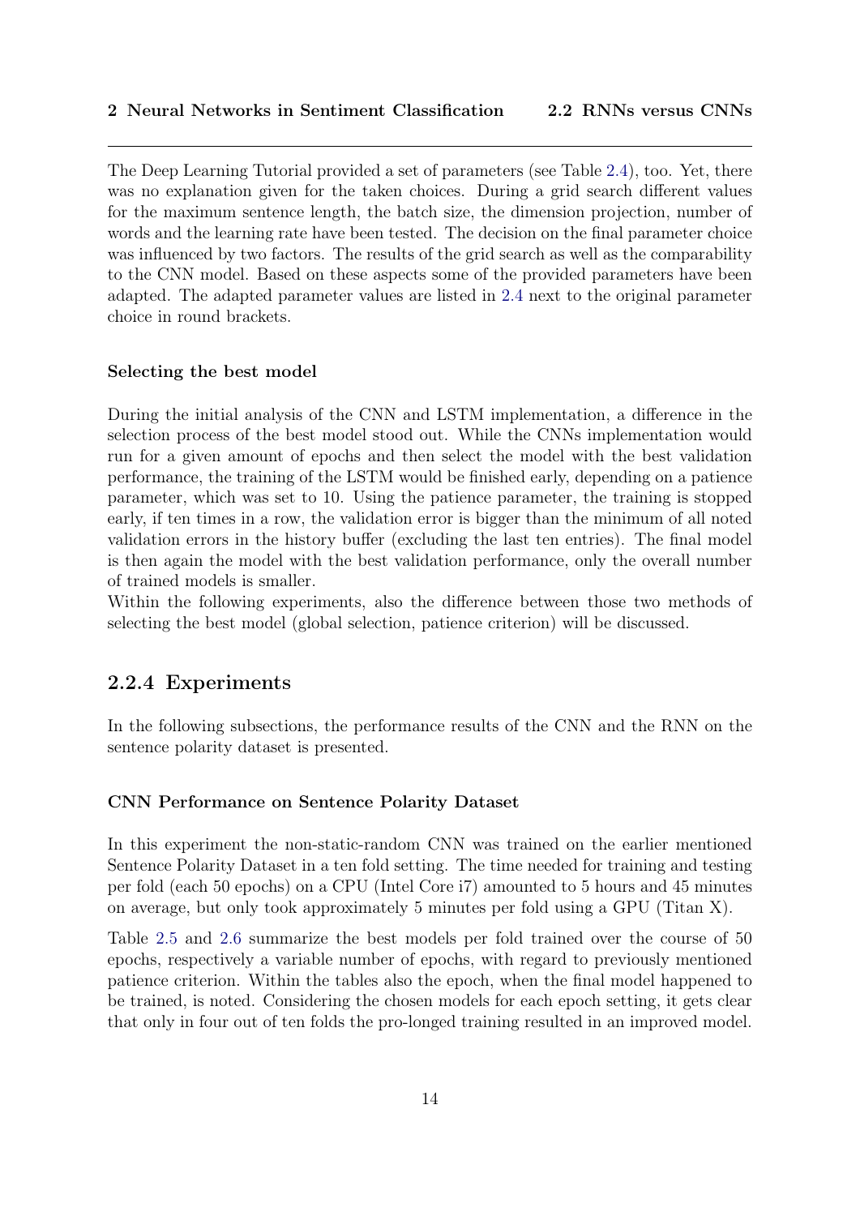The Deep Learning Tutorial provided a set of parameters (see Table 2.4), too. Yet, there was no explanation given for the taken choices. During a grid search different values for the maximum sentence length, the batch size, the dimension projection, number of words and the learning rate have been tested. The decision on the final parameter choice was influenced by two factors. The results of the grid search as well as the comparability to the CNN model. Based on these aspects some of the provided parameters have been adapted. The adapted parameter values are listed in 2.4 next to the original parameter choice in round brackets.

#### Selecting the best model

During the initial analysis of the CNN and LSTM implementation, a difference in the selection process of the best model stood out. While the CNNs implementation would run for a given amount of epochs and then select the model with the best validation performance, the training of the LSTM would be finished early, depending on a patience parameter, which was set to 10. Using the patience parameter, the training is stopped early, if ten times in a row, the validation error is bigger than the minimum of all noted validation errors in the history buffer (excluding the last ten entries). The final model is then again the model with the best validation performance, only the overall number of trained models is smaller.
Within the following experiments, also the difference between those two methods of selecting the best model (global selection, patience criterion) will be discussed.

### 2.2.4 Experiments

In the following subsections, the performance results of the CNN and the RNN on the sentence polarity dataset is presented.

#### CNN Performance on Sentence Polarity Dataset

In this experiment the non-static-random CNN was trained on the earlier mentioned Sentence Polarity Dataset in a ten fold setting. The time needed for training and testing per fold (each 50 epochs) on a CPU (Intel Core i7) amounted to 5 hours and 45 minutes on average, but only took approximately 5 minutes per fold using a GPU (Titan X).

Table 2.5 and 2.6 summarize the best models per fold trained over the course of 50 epochs, respectively a variable number of epochs, with regard to previously mentioned patience criterion. Within the tables also the epoch, when the final model happened to be trained, is noted. Considering the chosen models for each epoch setting, it gets clear that only in four out of ten folds the pro-longed training resulted in an improved model.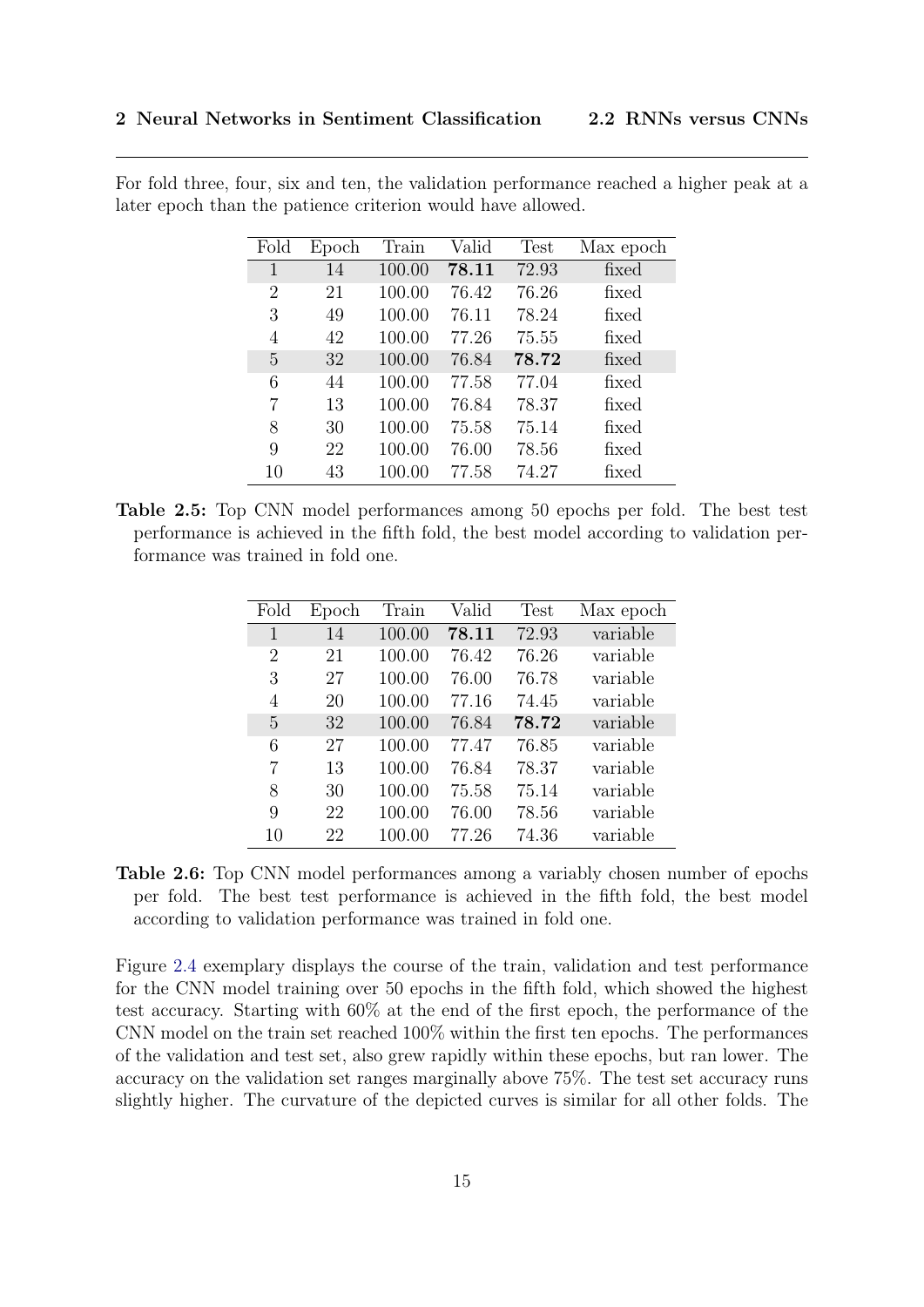For fold three, four, six and ten, the validation performance reached a higher peak at a later epoch than the patience criterion would have allowed.

| Fold | Epoch | Train | Valid | Test | Max epoch |
|---|---|---|---|---|---|
| 1 | 14 | 100.00 | **78.11** | 72.93 | fixed |
| 2 | 21 | 100.00 | 76.42 | 76.26 | fixed |
| 3 | 49 | 100.00 | 76.11 | 78.24 | fixed |
| 4 | 42 | 100.00 | 77.26 | 75.55 | fixed |
| 5 | 32 | 100.00 | 76.84 | **78.72** | fixed |
| 6 | 44 | 100.00 | 77.58 | 77.04 | fixed |
| 7 | 13 | 100.00 | 76.84 | 78.37 | fixed |
| 8 | 30 | 100.00 | 75.58 | 75.14 | fixed |
| 9 | 22 | 100.00 | 76.00 | 78.56 | fixed |
| 10 | 43 | 100.00 | 77.58 | 74.27 | fixed |

**Table 2.5:** Top CNN model performances among 50 epochs per fold. The best test performance is achieved in the fifth fold, the best model according to validation performance was trained in fold one.

| Fold | Epoch | Train | Valid | Test | Max epoch |
|---|---|---|---|---|---|
| 1 | 14 | 100.00 | **78.11** | 72.93 | variable |
| 2 | 21 | 100.00 | 76.42 | 76.26 | variable |
| 3 | 27 | 100.00 | 76.00 | 76.78 | variable |
| 4 | 20 | 100.00 | 77.16 | 74.45 | variable |
| 5 | 32 | 100.00 | 76.84 | **78.72** | variable |
| 6 | 27 | 100.00 | 77.47 | 76.85 | variable |
| 7 | 13 | 100.00 | 76.84 | 78.37 | variable |
| 8 | 30 | 100.00 | 75.58 | 75.14 | variable |
| 9 | 22 | 100.00 | 76.00 | 78.56 | variable |
| 10 | 22 | 100.00 | 77.26 | 74.36 | variable |

**Table 2.6:** Top CNN model performances among a variably chosen number of epochs per fold. The best test performance is achieved in the fifth fold, the best model according to validation performance was trained in fold one.

Figure 2.4 exemplary displays the course of the train, validation and test performance for the CNN model training over 50 epochs in the fifth fold, which showed the highest test accuracy. Starting with 60% at the end of the first epoch, the performance of the CNN model on the train set reached 100% within the first ten epochs. The performances of the validation and test set, also grew rapidly within these epochs, but ran lower. The accuracy on the validation set ranges marginally above 75%. The test set accuracy runs slightly higher. The curvature of the depicted curves is similar for all other folds. The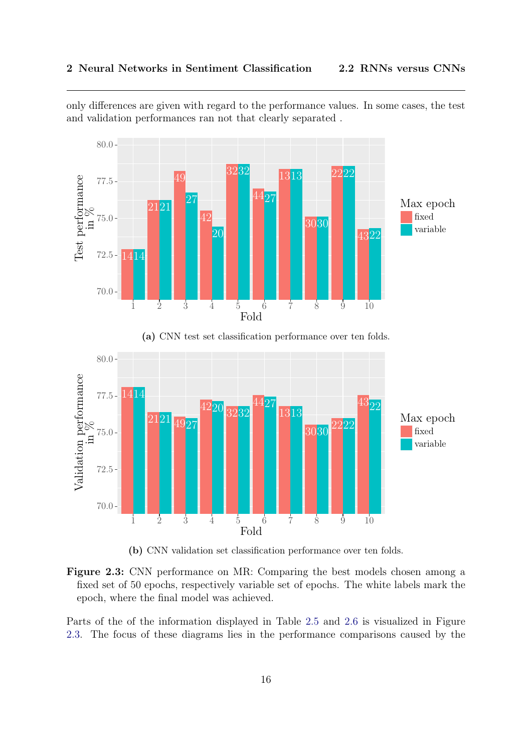only differences are given with regard to the performance values. In some cases, the test and validation performances ran not that clearly separated .

(a) CNN test set classification performance over ten folds.

(b) CNN validation set classification performance over ten folds.

**Figure 2.3:** CNN performance on MR: Comparing the best models chosen among a fixed set of 50 epochs, respectively variable set of epochs. The white labels mark the epoch, where the final model was achieved.

Parts of the of the information displayed in Table 2.5 and 2.6 is visualized in Figure 2.3. The focus of these diagrams lies in the performance comparisons caused by the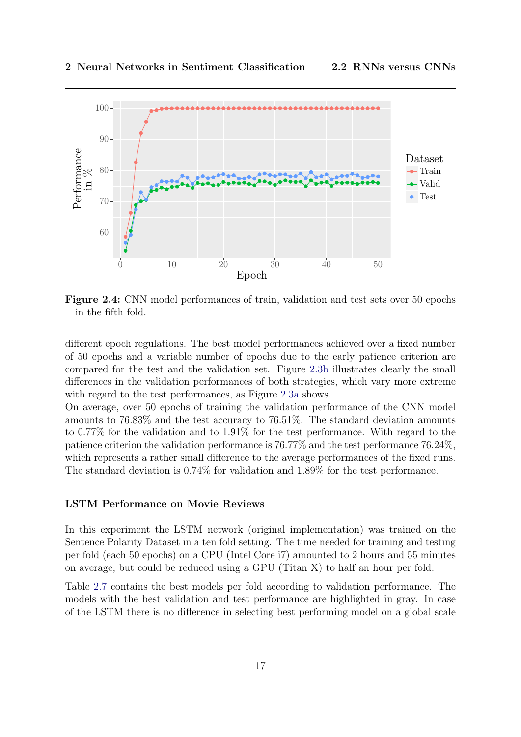**Figure 2.4:** CNN model performances of train, validation and test sets over 50 epochs in the fifth fold.

different epoch regulations. The best model performances achieved over a fixed number of 50 epochs and a variable number of epochs due to the early patience criterion are compared for the test and the validation set. Figure 2.3b illustrates clearly the small differences in the validation performances of both strategies, which vary more extreme with regard to the test performances, as Figure 2.3a shows.
On average, over 50 epochs of training the validation performance of the CNN model amounts to 76.83% and the test accuracy to 76.51%. The standard deviation amounts to 0.77% for the validation and to 1.91% for the test performance. With regard to the patience criterion the validation performance is 76.77% and the test performance 76.24%, which represents a rather small difference to the average performances of the fixed runs. The standard deviation is 0.74% for validation and 1.89% for the test performance.

### LSTM Performance on Movie Reviews

In this experiment the LSTM network (original implementation) was trained on the Sentence Polarity Dataset in a ten fold setting. The time needed for training and testing per fold (each 50 epochs) on a CPU (Intel Core i7) amounted to 2 hours and 55 minutes on average, but could be reduced using a GPU (Titan X) to half an hour per fold.

Table 2.7 contains the best models per fold according to validation performance. The models with the best validation and test performance are highlighted in gray. In case of the LSTM there is no difference in selecting best performing model on a global scale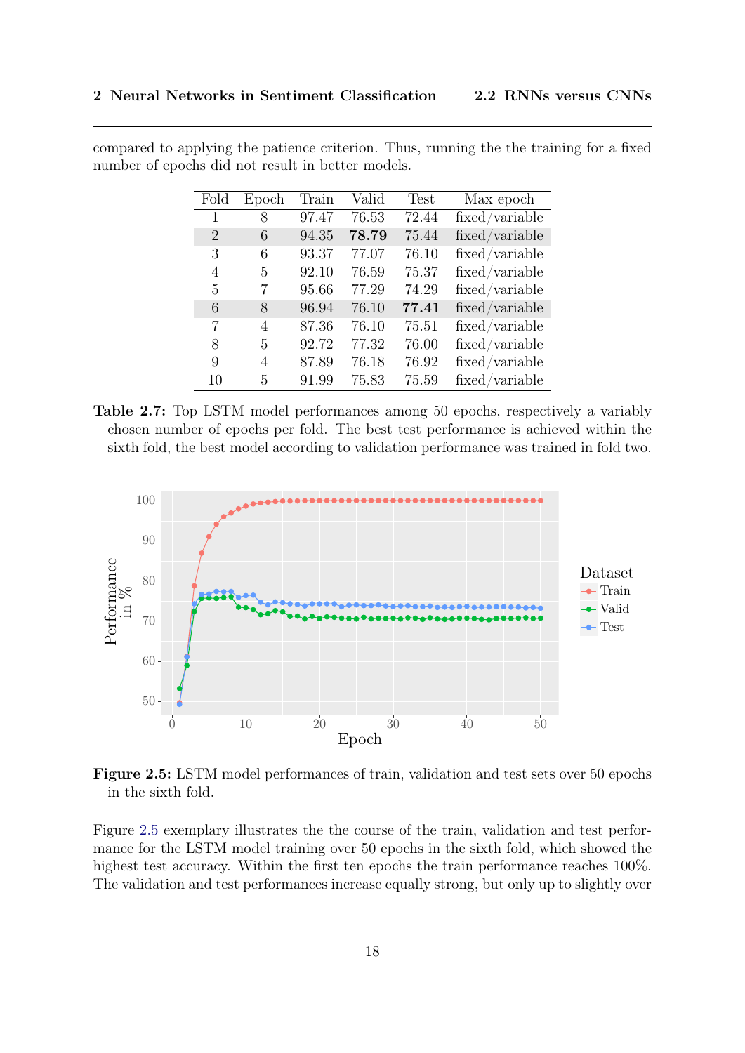compared to applying the patience criterion. Thus, running the the training for a fixed number of epochs did not result in better models.

| Fold | Epoch | Train | Valid | Test | Max epoch |
|---|---|---|---|---|---|
| 1 | 8 | 97.47 | 76.53 | 72.44 | fixed/variable |
| 2 | 6 | 94.35 | **78.79** | 75.44 | fixed/variable |
| 3 | 6 | 93.37 | 77.07 | 76.10 | fixed/variable |
| 4 | 5 | 92.10 | 76.59 | 75.37 | fixed/variable |
| 5 | 7 | 95.66 | 77.29 | 74.29 | fixed/variable |
| 6 | 8 | 96.94 | 76.10 | **77.41** | fixed/variable |
| 7 | 4 | 87.36 | 76.10 | 75.51 | fixed/variable |
| 8 | 5 | 92.72 | 77.32 | 76.00 | fixed/variable |
| 9 | 4 | 87.89 | 76.18 | 76.92 | fixed/variable |
| 10 | 5 | 91.99 | 75.83 | 75.59 | fixed/variable |

**Table 2.7:** Top LSTM model performances among 50 epochs, respectively a variably chosen number of epochs per fold. The best test performance is achieved within the sixth fold, the best model according to validation performance was trained in fold two.

**Figure 2.5:** LSTM model performances of train, validation and test sets over 50 epochs in the sixth fold.

Figure 2.5 exemplary illustrates the the course of the train, validation and test performance for the LSTM model training over 50 epochs in the sixth fold, which showed the highest test accuracy. Within the first ten epochs the train performance reaches 100%. The validation and test performances increase equally strong, but only up to slightly over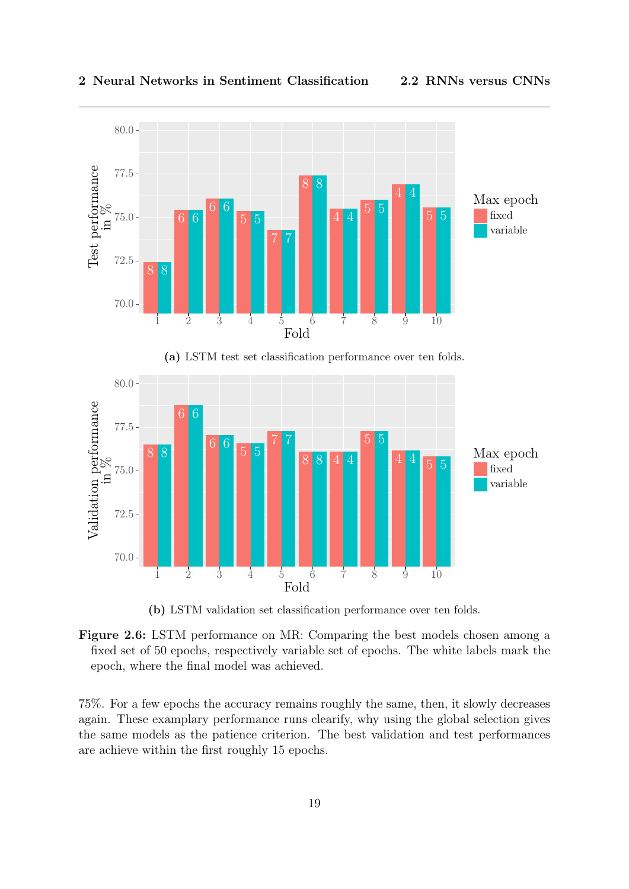**(a)** LSTM test set classification performance over ten folds.

**(b)** LSTM validation set classification performance over ten folds.

**Figure 2.6:** LSTM performance on MR: Comparing the best models chosen among a fixed set of 50 epochs, respectively variable set of epochs. The white labels mark the epoch, where the final model was achieved.

75%. For a few epochs the accuracy remains roughly the same, then, it slowly decreases again. These examplary performance runs clearify, why using the global selection gives the same models as the patience criterion. The best validation and test performances are achieve within the first roughly 15 epochs.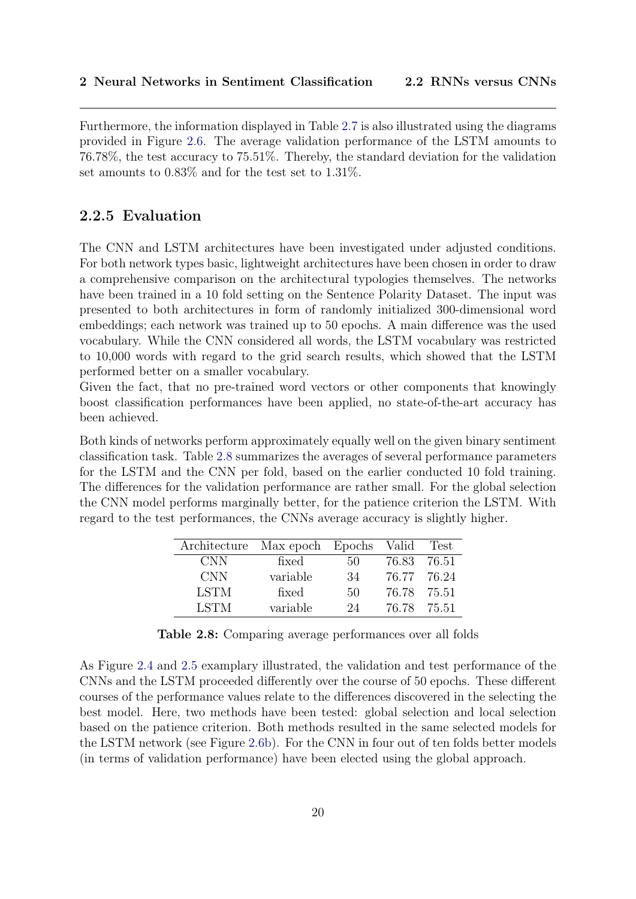Furthermore, the information displayed in Table 2.7 is also illustrated using the diagrams provided in Figure 2.6. The average validation performance of the LSTM amounts to 76.78%, the test accuracy to 75.51%. Thereby, the standard deviation for the validation set amounts to 0.83% and for the test set to 1.31%.

### 2.2.5 Evaluation

The CNN and LSTM architectures have been investigated under adjusted conditions. For both network types basic, lightweight architectures have been chosen in order to draw a comprehensive comparison on the architectural typologies themselves. The networks have been trained in a 10 fold setting on the Sentence Polarity Dataset. The input was presented to both architectures in form of randomly initialized 300-dimensional word embeddings; each network was trained up to 50 epochs. A main difference was the used vocabulary. While the CNN considered all words, the LSTM vocabulary was restricted to 10,000 words with regard to the grid search results, which showed that the LSTM performed better on a smaller vocabulary.
Given the fact, that no pre-trained word vectors or other components that knowingly boost classification performances have been applied, no state-of-the-art accuracy has been achieved.

Both kinds of networks perform approximately equally well on the given binary sentiment classification task. Table 2.8 summarizes the averages of several performance parameters for the LSTM and the CNN per fold, based on the earlier conducted 10 fold training. The differences for the validation performance are rather small. For the global selection the CNN model performs marginally better, for the patience criterion the LSTM. With regard to the test performances, the CNNs average accuracy is slightly higher.

| Architecture | Max epoch | Epochs | Valid | Test |
|---|---|---|---|---|
| CNN | fixed | 50 | 76.83 | 76.51 |
| CNN | variable | 34 | 76.77 | 76.24 |
| LSTM | fixed | 50 | 76.78 | 75.51 |
| LSTM | variable | 24 | 76.78 | 75.51 |

**Table 2.8:** Comparing average performances over all folds

As Figure 2.4 and 2.5 examplary illustrated, the validation and test performance of the CNNs and the LSTM proceeded differently over the course of 50 epochs. These different courses of the performance values relate to the differences discovered in the selecting the best model. Here, two methods have been tested: global selection and local selection based on the patience criterion. Both methods resulted in the same selected models for the LSTM network (see Figure 2.6b). For the CNN in four out of ten folds better models (in terms of validation performance) have been elected using the global approach.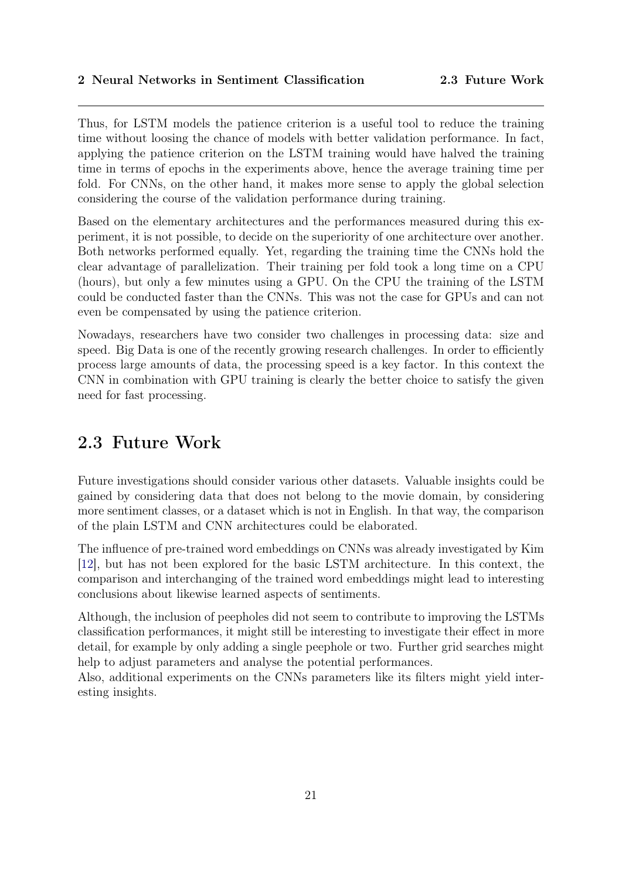Thus, for LSTM models the patience criterion is a useful tool to reduce the training time without loosing the chance of models with better validation performance. In fact, applying the patience criterion on the LSTM training would have halved the training time in terms of epochs in the experiments above, hence the average training time per fold. For CNNs, on the other hand, it makes more sense to apply the global selection considering the course of the validation performance during training.

Based on the elementary architectures and the performances measured during this experiment, it is not possible, to decide on the superiority of one architecture over another. Both networks performed equally. Yet, regarding the training time the CNNs hold the clear advantage of parallelization. Their training per fold took a long time on a CPU (hours), but only a few minutes using a GPU. On the CPU the training of the LSTM could be conducted faster than the CNNs. This was not the case for GPUs and can not even be compensated by using the patience criterion.

Nowadays, researchers have two consider two challenges in processing data: size and speed. Big Data is one of the recently growing research challenges. In order to efficiently process large amounts of data, the processing speed is a key factor. In this context the CNN in combination with GPU training is clearly the better choice to satisfy the given need for fast processing.

## 2.3 Future Work

Future investigations should consider various other datasets. Valuable insights could be gained by considering data that does not belong to the movie domain, by considering more sentiment classes, or a dataset which is not in English. In that way, the comparison of the plain LSTM and CNN architectures could be elaborated.

The influence of pre-trained word embeddings on CNNs was already investigated by Kim [12], but has not been explored for the basic LSTM architecture. In this context, the comparison and interchanging of the trained word embeddings might lead to interesting conclusions about likewise learned aspects of sentiments.

Although, the inclusion of peepholes did not seem to contribute to improving the LSTMs classification performances, it might still be interesting to investigate their effect in more detail, for example by only adding a single peephole or two. Further grid searches might help to adjust parameters and analyse the potential performances.
Also, additional experiments on the CNNs parameters like its filters might yield interesting insights.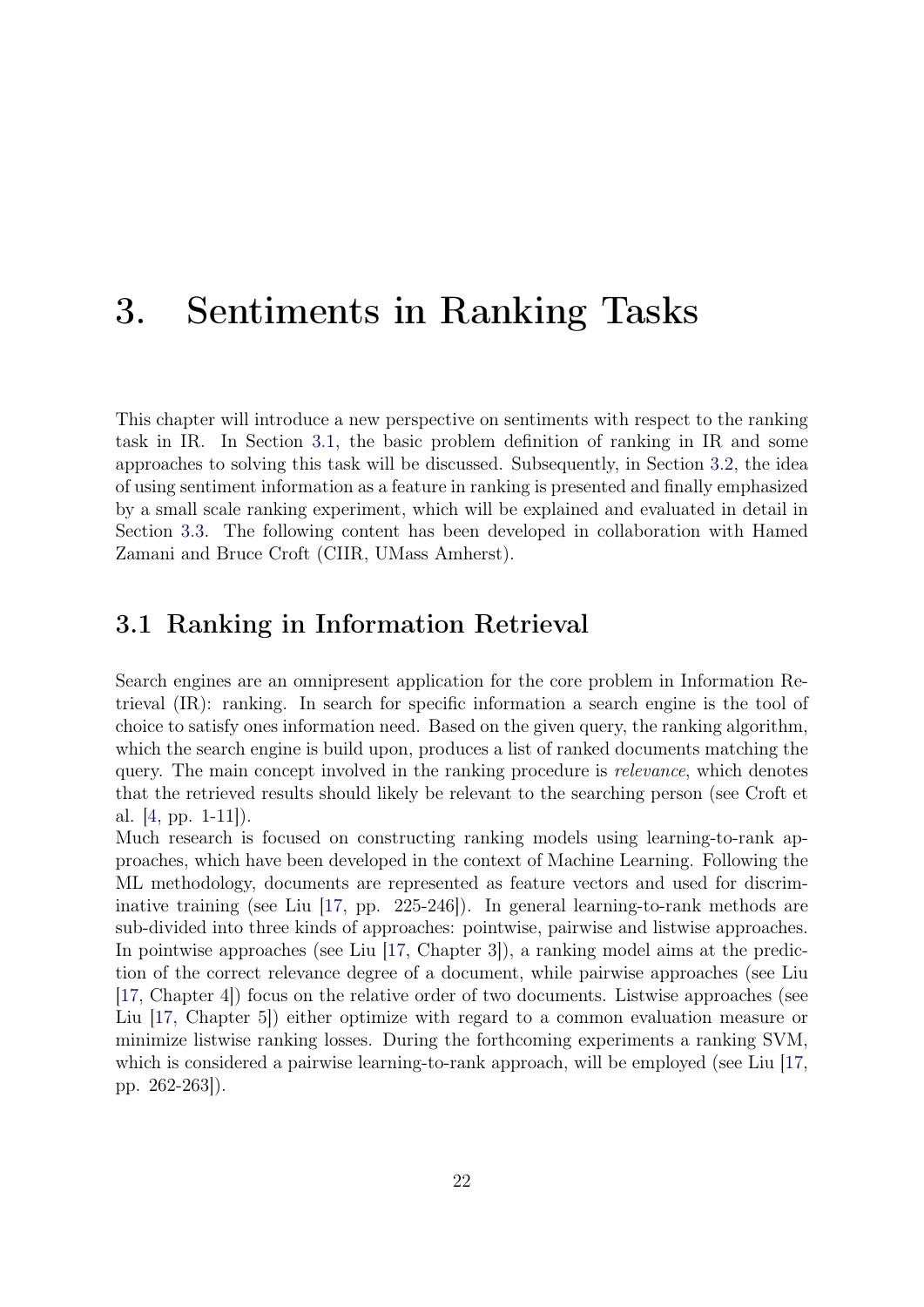// 3. Sentiments in Ranking Tasks

# 3. Sentiments in Ranking Tasks

This chapter will introduce a new perspective on sentiments with respect to the ranking task in IR. In Section 3.1, the basic problem definition of ranking in IR and some approaches to solving this task will be discussed. Subsequently, in Section 3.2, the idea of using sentiment information as a feature in ranking is presented and finally emphasized by a small scale ranking experiment, which will be explained and evaluated in detail in Section 3.3. The following content has been developed in collaboration with Hamed Zamani and Bruce Croft (CIIR, UMass Amherst).

## 3.1 Ranking in Information Retrieval

Search engines are an omnipresent application for the core problem in Information Retrieval (IR): ranking. In search for specific information a search engine is the tool of choice to satisfy ones information need. Based on the given query, the ranking algorithm, which the search engine is build upon, produces a list of ranked documents matching the query. The main concept involved in the ranking procedure is *relevance*, which denotes that the retrieved results should likely be relevant to the searching person (see Croft et al. [4, pp. 1-11]).

Much research is focused on constructing ranking models using learning-to-rank approaches, which have been developed in the context of Machine Learning. Following the ML methodology, documents are represented as feature vectors and used for discriminative training (see Liu [17, pp. 225-246]). In general learning-to-rank methods are sub-divided into three kinds of approaches: pointwise, pairwise and listwise approaches. In pointwise approaches (see Liu [17, Chapter 3]), a ranking model aims at the prediction of the correct relevance degree of a document, while pairwise approaches (see Liu [17, Chapter 4]) focus on the relative order of two documents. Listwise approaches (see Liu [17, Chapter 5]) either optimize with regard to a common evaluation measure or minimize listwise ranking losses. During the forthcoming experiments a ranking SVM, which is considered a pairwise learning-to-rank approach, will be employed (see Liu [17, pp. 262-263]).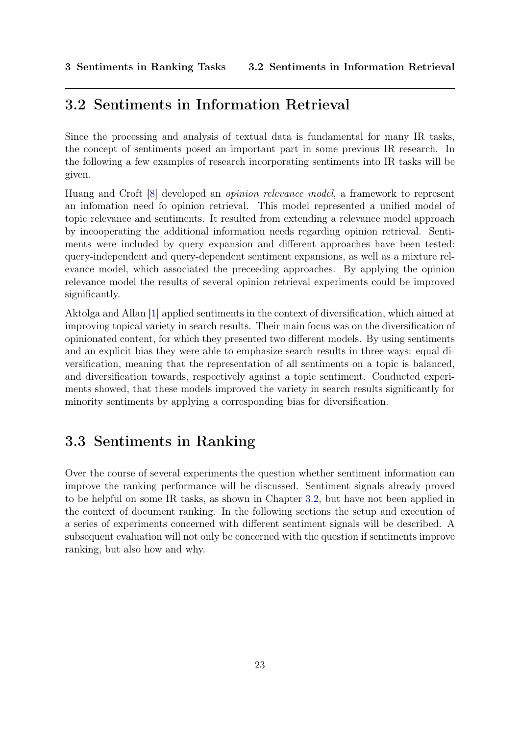## 3.2 Sentiments in Information Retrieval

Since the processing and analysis of textual data is fundamental for many IR tasks, the concept of sentiments posed an important part in some previous IR research. In the following a few examples of research incorporating sentiments into IR tasks will be given.

Huang and Croft [8] developed an *opinion relevance model*, a framework to represent an infomation need fo opinion retrieval. This model represented a unified model of topic relevance and sentiments. It resulted from extending a relevance model approach by incooperating the additional information needs regarding opinion retrieval. Sentiments were included by query expansion and different approaches have been tested: query-independent and query-dependent sentiment expansions, as well as a mixture relevance model, which associated the preceeding approaches. By applying the opinion relevance model the results of several opinion retrieval experiments could be improved significantly.

Aktolga and Allan [1] applied sentiments in the context of diversification, which aimed at improving topical variety in search results. Their main focus was on the diversification of opinionated content, for which they presented two different models. By using sentiments and an explicit bias they were able to emphasize search results in three ways: equal diversification, meaning that the representation of all sentiments on a topic is balanced, and diversification towards, respectively against a topic sentiment. Conducted experiments showed, that these models improved the variety in search results significantly for minority sentiments by applying a corresponding bias for diversification.

## 3.3 Sentiments in Ranking

Over the course of several experiments the question whether sentiment information can improve the ranking performance will be discussed. Sentiment signals already proved to be helpful on some IR tasks, as shown in Chapter 3.2, but have not been applied in the context of document ranking. In the following sections the setup and execution of a series of experiments concerned with different sentiment signals will be described. A subsequent evaluation will not only be concerned with the question if sentiments improve ranking, but also how and why.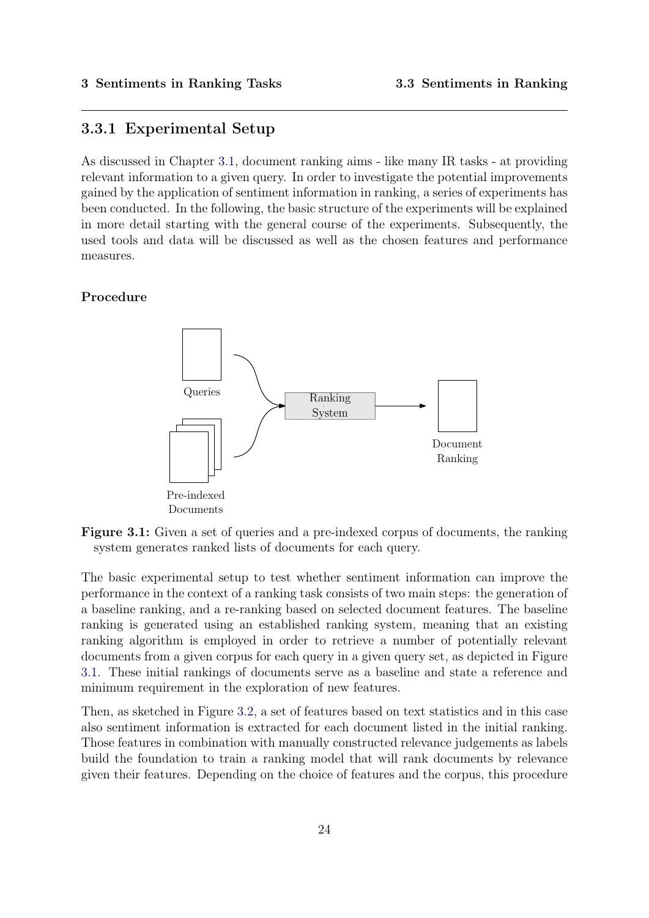### 3.3.1 Experimental Setup

As discussed in Chapter 3.1, document ranking aims - like many IR tasks - at providing relevant information to a given query. In order to investigate the potential improvements gained by the application of sentiment information in ranking, a series of experiments has been conducted. In the following, the basic structure of the experiments will be explained in more detail starting with the general course of the experiments. Subsequently, the used tools and data will be discussed as well as the chosen features and performance measures.

#### Procedure

Queries

Pre-indexed Documents

Ranking System

Document Ranking

**Figure 3.1:** Given a set of queries and a pre-indexed corpus of documents, the ranking system generates ranked lists of documents for each query.

The basic experimental setup to test whether sentiment information can improve the performance in the context of a ranking task consists of two main steps: the generation of a baseline ranking, and a re-ranking based on selected document features. The baseline ranking is generated using an established ranking system, meaning that an existing ranking algorithm is employed in order to retrieve a number of potentially relevant documents from a given corpus for each query in a given query set, as depicted in Figure 3.1. These initial rankings of documents serve as a baseline and state a reference and minimum requirement in the exploration of new features.

Then, as sketched in Figure 3.2, a set of features based on text statistics and in this case also sentiment information is extracted for each document listed in the initial ranking. Those features in combination with manually constructed relevance judgements as labels build the foundation to train a ranking model that will rank documents by relevance given their features. Depending on the choice of features and the corpus, this procedure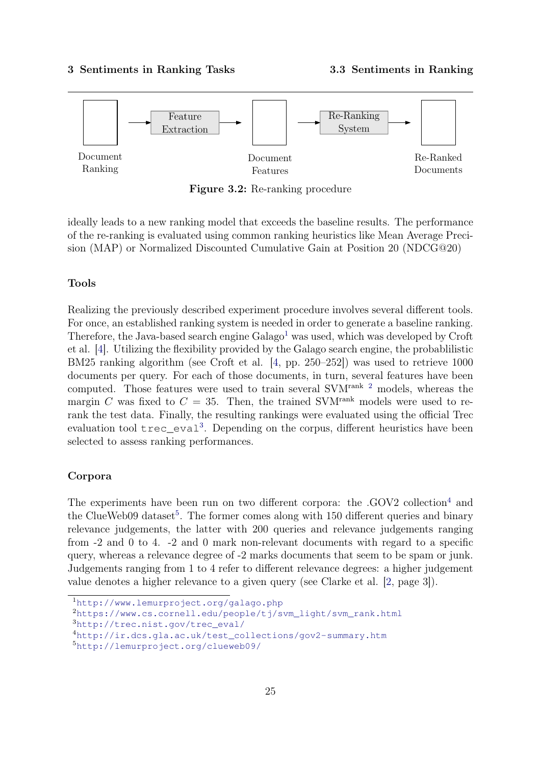Document Ranking → Feature Extraction → Document Features → Re-Ranking System → Re-Ranked Documents

**Figure 3.2:** Re-ranking procedure

ideally leads to a new ranking model that exceeds the baseline results. The performance of the re-ranking is evaluated using common ranking heuristics like Mean Average Precision (MAP) or Normalized Discounted Cumulative Gain at Position 20 (NDCG@20)

### Tools

Realizing the previously described experiment procedure involves several different tools. For once, an established ranking system is needed in order to generate a baseline ranking. Therefore, the Java-based search engine Galago[1] was used, which was developed by Croft et al. [4]. Utilizing the flexibility provided by the Galago search engine, the probablilistic BM25 ranking algorithm (see Croft et al. [4, pp. 250–252]) was used to retrieve 1000 documents per query. For each of those documents, in turn, several features have been computed. Those features were used to train several SVM$^{rank}$ [2] models, whereas the margin $C$ was fixed to $C = 35$. Then, the trained SVM$^{rank}$ models were used to re-rank the test data. Finally, the resulting rankings were evaluated using the official Trec evaluation tool `trec_eval`[3]. Depending on the corpus, different heuristics have been selected to assess ranking performances.

### Corpora

The experiments have been run on two different corpora: the .GOV2 collection[4] and the ClueWeb09 dataset[5]. The former comes along with 150 different queries and binary relevance judgements, the latter with 200 queries and relevance judgements ranging from -2 and 0 to 4. -2 and 0 mark non-relevant documents with regard to a specific query, whereas a relevance degree of -2 marks documents that seem to be spam or junk. Judgements ranging from 1 to 4 refer to different relevance degrees: a higher judgement value denotes a higher relevance to a given query (see Clarke et al. [2, page 3]).

[1] http://www.lemurproject.org/galago.php

[2] https://www.cs.cornell.edu/people/tj/svm_light/svm_rank.html

[3] http://trec.nist.gov/trec_eval/

[4] http://ir.dcs.gla.ac.uk/test_collections/gov2-summary.htm

[5] http://lemurproject.org/clueweb09/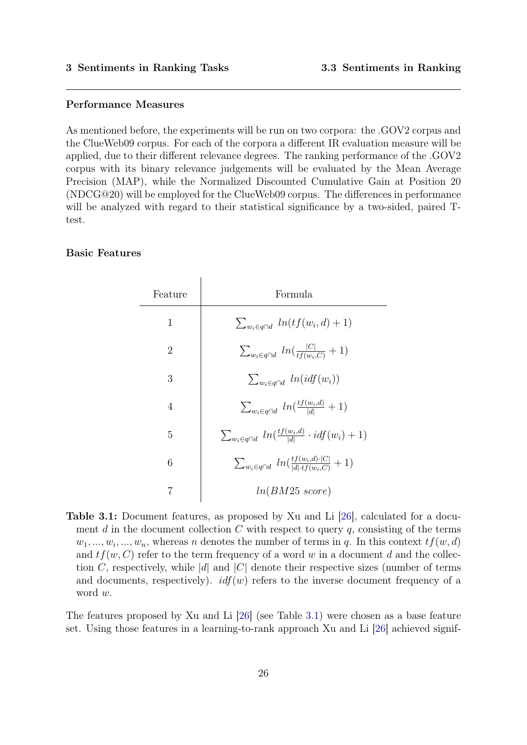### Performance Measures

As mentioned before, the experiments will be run on two corpora: the .GOV2 corpus and the ClueWeb09 corpus. For each of the corpora a different IR evaluation measure will be applied, due to their different relevance degrees. The ranking performance of the .GOV2 corpus with its binary relevance judgements will be evaluated by the Mean Average Precision (MAP), while the Normalized Discounted Cumulative Gain at Position 20 (NDCG@20) will be employed for the ClueWeb09 corpus. The differences in performance will be analyzed with regard to their statistical significance by a two-sided, paired T-test.

### Basic Features

| Feature | Formula |
|---|---|
| 1 | $\sum_{w_i \in q \cap d} \; ln(tf(w_i, d) + 1)$ |
| 2 | $\sum_{w_i \in q \cap d} \; ln(\frac{\lvert C \rvert}{tf(w_i, C)} + 1)$ |
| 3 | $\sum_{w_i \in q \cap d} \; ln(idf(w_i))$ |
| 4 | $\sum_{w_i \in q \cap d} \; ln(\frac{tf(w_i, d)}{\lvert d \rvert} + 1)$ |
| 5 | $\sum_{w_i \in q \cap d} \; ln(\frac{tf(w_i, d)}{\lvert d \rvert} \cdot idf(w_i) + 1)$ |
| 6 | $\sum_{w_i \in q \cap d} \; ln(\frac{tf(w_i, d) \cdot \lvert C \rvert}{\lvert d \rvert \cdot tf(w_i, C)} + 1)$ |
| 7 | $ln(BM25 \; score)$ |

**Table 3.1:** Document features, as proposed by Xu and Li [26], calculated for a document $d$ in the document collection $C$ with respect to query $q$, consisting of the terms $w_1, ..., w_i, ..., w_n$, whereas $n$ denotes the number of terms in $q$. In this context $tf(w, d)$ and $tf(w, C)$ refer to the term frequency of a word $w$ in a document $d$ and the collection $C$, respectively, while $|d|$ and $|C|$ denote their respective sizes (number of terms and documents, respectively). $idf(w)$ refers to the inverse document frequency of a word $w$.

The features proposed by Xu and Li [26] (see Table 3.1) were chosen as a base feature set. Using those features in a learning-to-rank approach Xu and Li [26] achieved signif-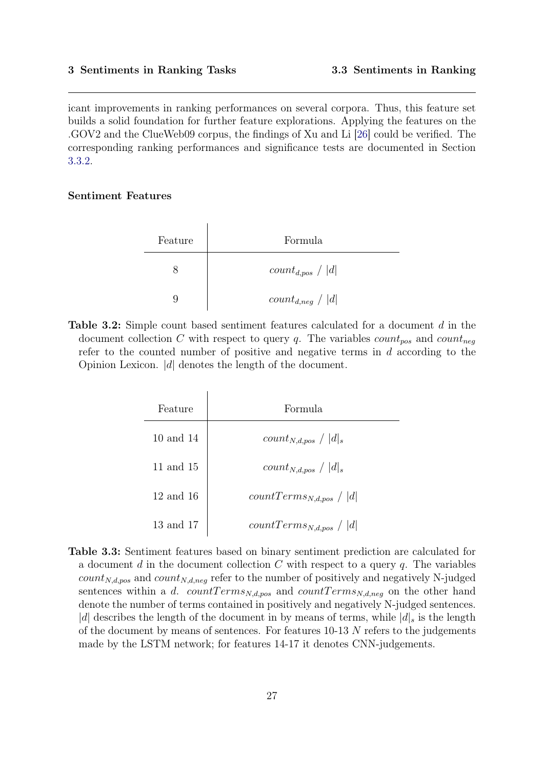icant improvements in ranking performances on several corpora. Thus, this feature set builds a solid foundation for further feature explorations. Applying the features on the .GOV2 and the ClueWeb09 corpus, the findings of Xu and Li [26] could be verified. The corresponding ranking performances and significance tests are documented in Section 3.3.2.

#### Sentiment Features

| Feature | Formula |
|---|---|
| 8 | $count_{d,pos} \ / \ \lvert d \rvert$ |
| 9 | $count_{d,neg} \ / \ \lvert d \rvert$ |

**Table 3.2:** Simple count based sentiment features calculated for a document $d$ in the document collection $C$ with respect to query $q$. The variables $count_{pos}$ and $count_{neg}$ refer to the counted number of positive and negative terms in $d$ according to the Opinion Lexicon. $|d|$ denotes the length of the document.

| Feature | Formula |
|---|---|
| 10 and 14 | $count_{N,d,pos} \ / \ \lvert d \rvert_s$ |
| 11 and 15 | $count_{N,d,pos} \ / \ \lvert d \rvert_s$ |
| 12 and 16 | $countTerms_{N,d,pos} \ / \ \lvert d \rvert$ |
| 13 and 17 | $countTerms_{N,d,pos} \ / \ \lvert d \rvert$ |

**Table 3.3:** Sentiment features based on binary sentiment prediction are calculated for a document $d$ in the document collection $C$ with respect to a query $q$. The variables $count_{N,d,pos}$ and $count_{N,d,neg}$ refer to the number of positively and negatively N-judged sentences within a $d$. $countTerms_{N,d,pos}$ and $countTerms_{N,d,neg}$ on the other hand denote the number of terms contained in positively and negatively N-judged sentences. $|d|$ describes the length of the document in by means of terms, while $|d|_s$ is the length of the document by means of sentences. For features 10-13 $N$ refers to the judgements made by the LSTM network; for features 14-17 it denotes CNN-judgements.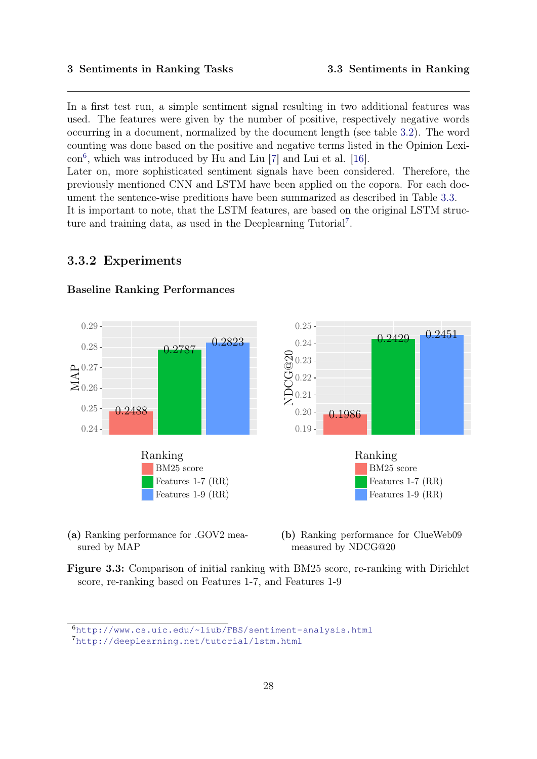In a first test run, a simple sentiment signal resulting in two additional features was used. The features were given by the number of positive, respectively negative words occurring in a document, normalized by the document length (see table 3.2). The word counting was done based on the positive and negative terms listed in the Opinion Lexicon[6], which was introduced by Hu and Liu [7] and Lui et al. [16].
Later on, more sophisticated sentiment signals have been considered. Therefore, the previously mentioned CNN and LSTM have been applied on the copora. For each document the sentence-wise preditions have been summarized as described in Table 3.3.
It is important to note, that the LSTM features, are based on the original LSTM structure and training data, as used in the Deeplearning Tutorial[7].

### 3.3.2 Experiments

**Baseline Ranking Performances**

(a) Ranking performance for .GOV2 measured by MAP

(b) Ranking performance for ClueWeb09 measured by NDCG@20

**Figure 3.3:** Comparison of initial ranking with BM25 score, re-ranking with Dirichlet score, re-ranking based on Features 1-7, and Features 1-9

---

[6] http://www.cs.uic.edu/~liub/FBS/sentiment-analysis.html

[7] http://deeplearning.net/tutorial/lstm.html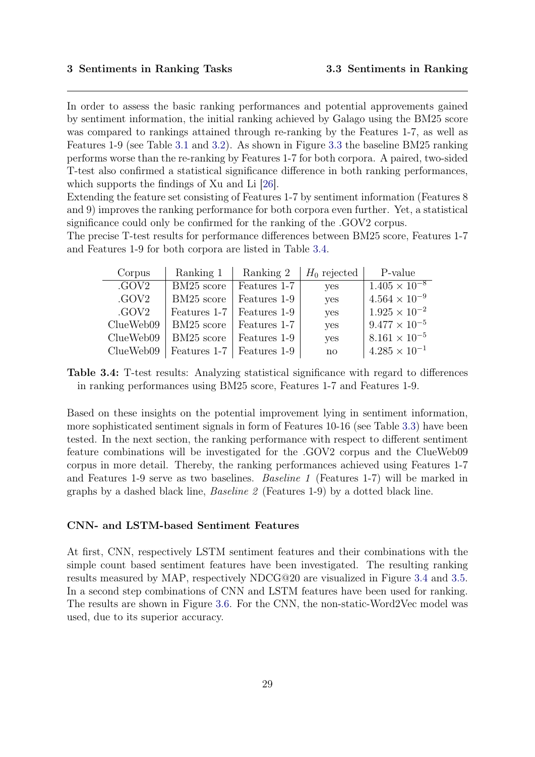In order to assess the basic ranking performances and potential approvements gained by sentiment information, the initial ranking achieved by Galago using the BM25 score was compared to rankings attained through re-ranking by the Features 1-7, as well as Features 1-9 (see Table 3.1 and 3.2). As shown in Figure 3.3 the baseline BM25 ranking performs worse than the re-ranking by Features 1-7 for both corpora. A paired, two-sided T-test also confirmed a statistical significance difference in both ranking performances, which supports the findings of Xu and Li [26].
Extending the feature set consisting of Features 1-7 by sentiment information (Features 8 and 9) improves the ranking performance for both corpora even further. Yet, a statistical significance could only be confirmed for the ranking of the .GOV2 corpus.
The precise T-test results for performance differences between BM25 score, Features 1-7 and Features 1-9 for both corpora are listed in Table 3.4.

| Corpus | Ranking 1 | Ranking 2 | $H_0$ rejected | P-value |
|---|---|---|---|---|
| .GOV2 | BM25 score | Features 1-7 | yes | $1.405 \times 10^{-8}$ |
| .GOV2 | BM25 score | Features 1-9 | yes | $4.564 \times 10^{-9}$ |
| .GOV2 | Features 1-7 | Features 1-9 | yes | $1.925 \times 10^{-2}$ |
| ClueWeb09 | BM25 score | Features 1-7 | yes | $9.477 \times 10^{-5}$ |
| ClueWeb09 | BM25 score | Features 1-9 | yes | $8.161 \times 10^{-5}$ |
| ClueWeb09 | Features 1-7 | Features 1-9 | no | $4.285 \times 10^{-1}$ |

**Table 3.4:** T-test results: Analyzing statistical significance with regard to differences in ranking performances using BM25 score, Features 1-7 and Features 1-9.

Based on these insights on the potential improvement lying in sentiment information, more sophisticated sentiment signals in form of Features 10-16 (see Table 3.3) have been tested. In the next section, the ranking performance with respect to different sentiment feature combinations will be investigated for the .GOV2 corpus and the ClueWeb09 corpus in more detail. Thereby, the ranking performances achieved using Features 1-7 and Features 1-9 serve as two baselines. *Baseline 1* (Features 1-7) will be marked in graphs by a dashed black line, *Baseline 2* (Features 1-9) by a dotted black line.

### CNN- and LSTM-based Sentiment Features

At first, CNN, respectively LSTM sentiment features and their combinations with the simple count based sentiment features have been investigated. The resulting ranking results measured by MAP, respectively NDCG@20 are visualized in Figure 3.4 and 3.5. In a second step combinations of CNN and LSTM features have been used for ranking. The results are shown in Figure 3.6. For the CNN, the non-static-Word2Vec model was used, due to its superior accuracy.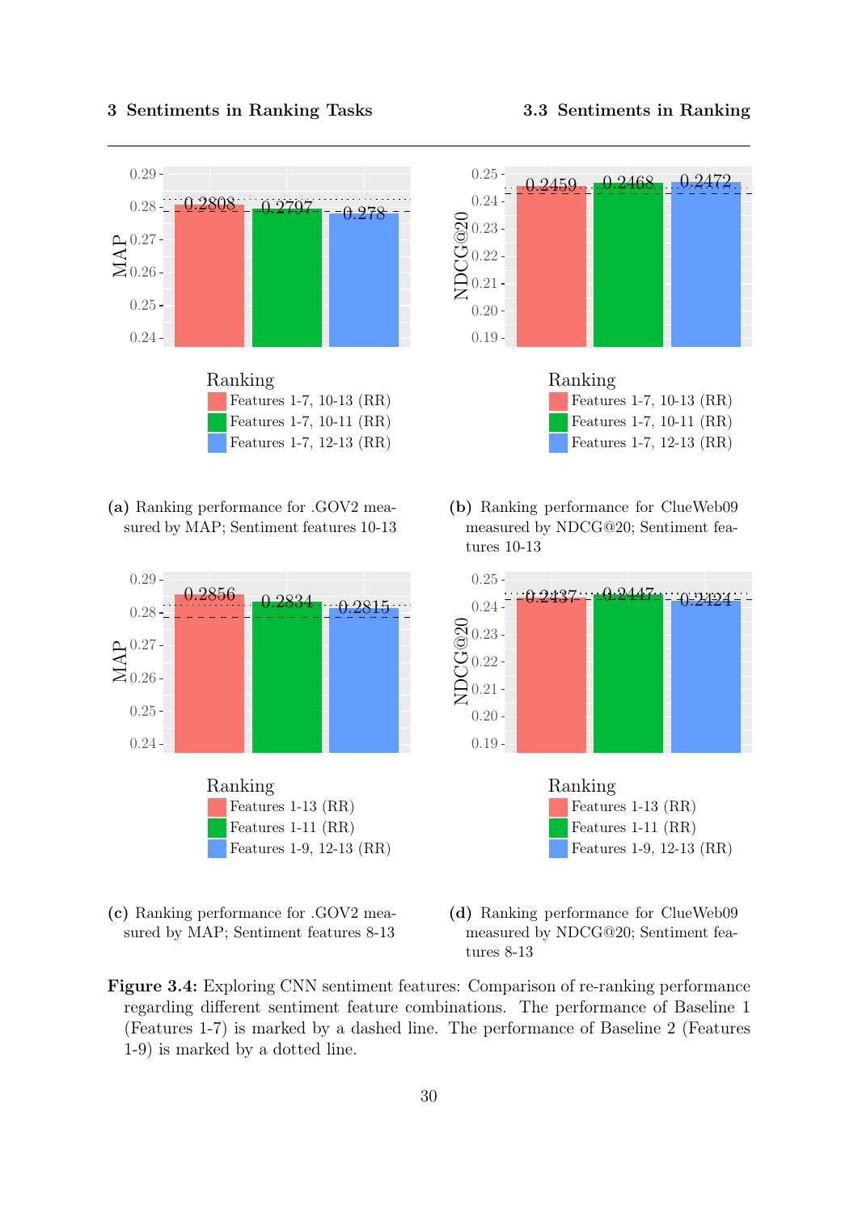(a) Ranking performance for .GOV2 measured by MAP; Sentiment features 10-13

(b) Ranking performance for ClueWeb09 measured by NDCG@20; Sentiment features 10-13

(c) Ranking performance for .GOV2 measured by MAP; Sentiment features 8-13

(d) Ranking performance for ClueWeb09 measured by NDCG@20; Sentiment features 8-13

**Figure 3.4:** Exploring CNN sentiment features: Comparison of re-ranking performance regarding different sentiment feature combinations. The performance of Baseline 1 (Features 1-7) is marked by a dashed line. The performance of Baseline 2 (Features 1-9) is marked by a dotted line.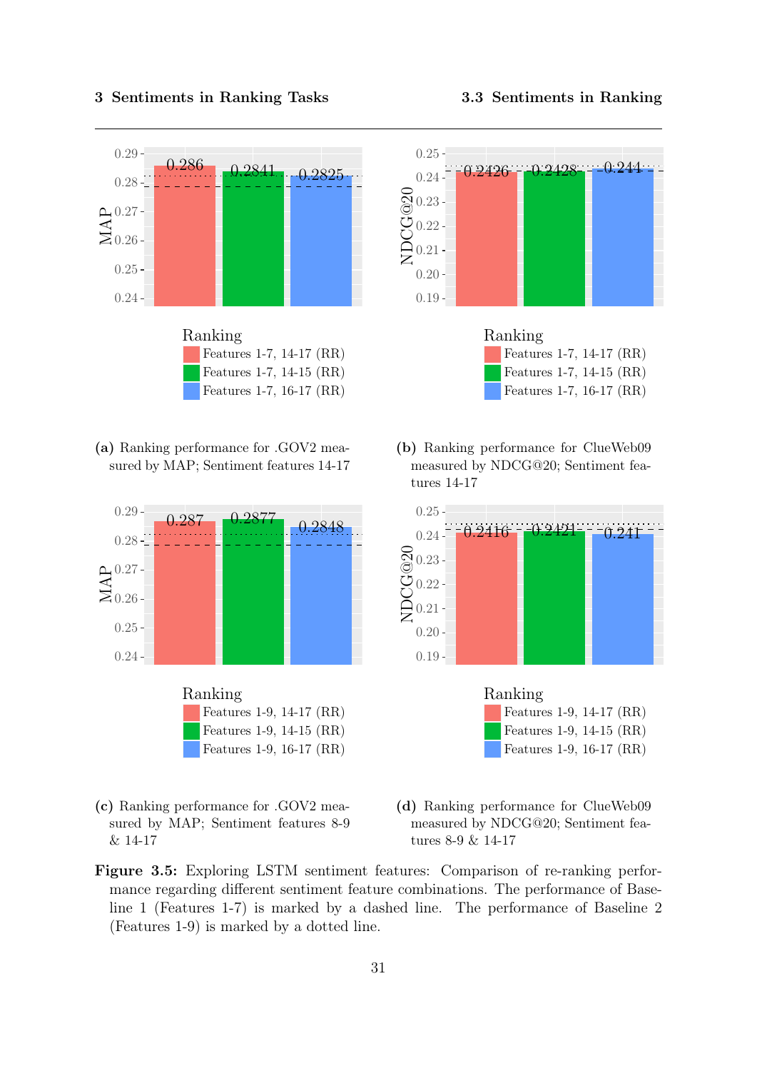(a) Ranking performance for .GOV2 measured by MAP; Sentiment features 14-17

(b) Ranking performance for ClueWeb09 measured by NDCG@20; Sentiment features 14-17

(c) Ranking performance for .GOV2 measured by MAP; Sentiment features 8-9 & 14-17

(d) Ranking performance for ClueWeb09 measured by NDCG@20; Sentiment features 8-9 & 14-17

**Figure 3.5:** Exploring LSTM sentiment features: Comparison of re-ranking performance regarding different sentiment feature combinations. The performance of Baseline 1 (Features 1-7) is marked by a dashed line. The performance of Baseline 2 (Features 1-9) is marked by a dotted line.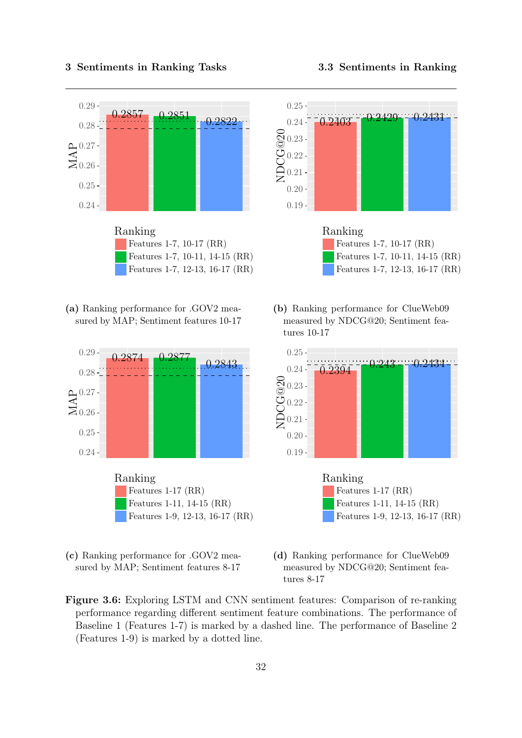(a) Ranking performance for .GOV2 measured by MAP; Sentiment features 10-17

(b) Ranking performance for ClueWeb09 measured by NDCG@20; Sentiment features 10-17

(c) Ranking performance for .GOV2 measured by MAP; Sentiment features 8-17

(d) Ranking performance for ClueWeb09 measured by NDCG@20; Sentiment features 8-17

**Figure 3.6:** Exploring LSTM and CNN sentiment features: Comparison of re-ranking performance regarding different sentiment feature combinations. The performance of Baseline 1 (Features 1-7) is marked by a dashed line. The performance of Baseline 2 (Features 1-9) is marked by a dotted line.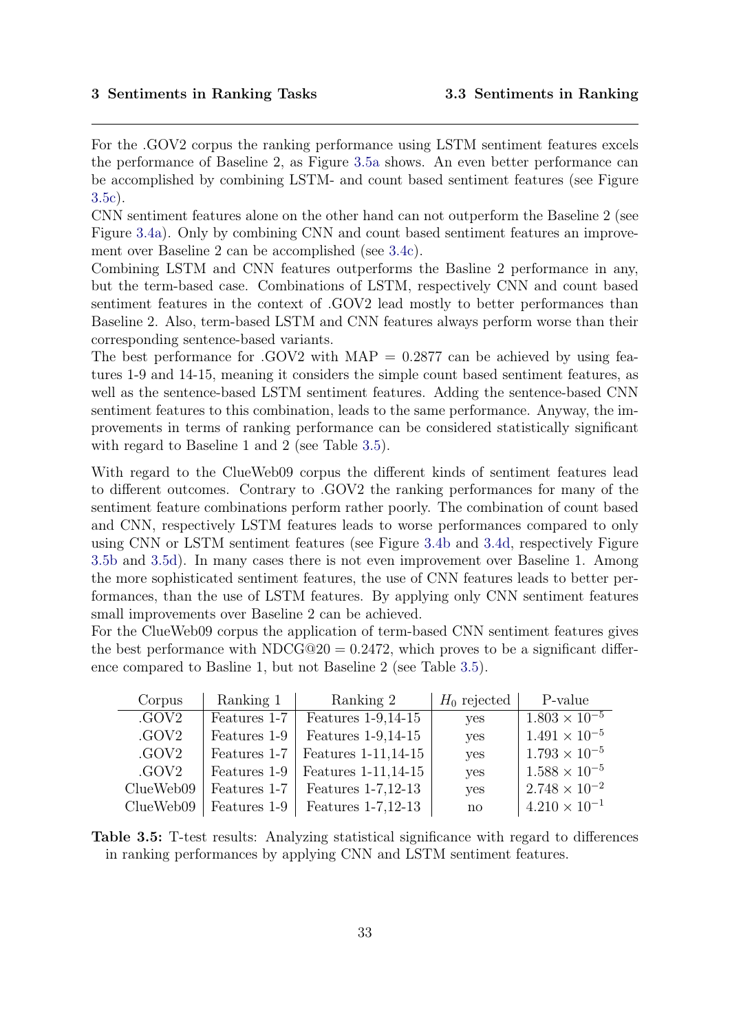For the .GOV2 corpus the ranking performance using LSTM sentiment features excels the performance of Baseline 2, as Figure 3.5a shows. An even better performance can be accomplished by combining LSTM- and count based sentiment features (see Figure 3.5c).

CNN sentiment features alone on the other hand can not outperform the Baseline 2 (see Figure 3.4a). Only by combining CNN and count based sentiment features an improvement over Baseline 2 can be accomplished (see 3.4c).

Combining LSTM and CNN features outperforms the Basline 2 performance in any, but the term-based case. Combinations of LSTM, respectively CNN and count based sentiment features in the context of .GOV2 lead mostly to better performances than Baseline 2. Also, term-based LSTM and CNN features always perform worse than their corresponding sentence-based variants.

The best performance for .GOV2 with MAP = 0.2877 can be achieved by using features 1-9 and 14-15, meaning it considers the simple count based sentiment features, as well as the sentence-based LSTM sentiment features. Adding the sentence-based CNN sentiment features to this combination, leads to the same performance. Anyway, the improvements in terms of ranking performance can be considered statistically significant with regard to Baseline 1 and 2 (see Table 3.5).

With regard to the ClueWeb09 corpus the different kinds of sentiment features lead to different outcomes. Contrary to .GOV2 the ranking performances for many of the sentiment feature combinations perform rather poorly. The combination of count based and CNN, respectively LSTM features leads to worse performances compared to only using CNN or LSTM sentiment features (see Figure 3.4b and 3.4d, respectively Figure 3.5b and 3.5d). In many cases there is not even improvement over Baseline 1. Among the more sophisticated sentiment features, the use of CNN features leads to better performances, than the use of LSTM features. By applying only CNN sentiment features small improvements over Baseline 2 can be achieved.

For the ClueWeb09 corpus the application of term-based CNN sentiment features gives the best performance with NDCG@20 = 0.2472, which proves to be a significant difference compared to Basline 1, but not Baseline 2 (see Table 3.5).

| Corpus | Ranking 1 | Ranking 2 | $H_0$ rejected | P-value |
|---|---|---|---|---|
| .GOV2 | Features 1-7 | Features 1-9,14-15 | yes | $1.803 \times 10^{-5}$ |
| .GOV2 | Features 1-9 | Features 1-9,14-15 | yes | $1.491 \times 10^{-5}$ |
| .GOV2 | Features 1-7 | Features 1-11,14-15 | yes | $1.793 \times 10^{-5}$ |
| .GOV2 | Features 1-9 | Features 1-11,14-15 | yes | $1.588 \times 10^{-5}$ |
| ClueWeb09 | Features 1-7 | Features 1-7,12-13 | yes | $2.748 \times 10^{-2}$ |
| ClueWeb09 | Features 1-9 | Features 1-7,12-13 | no | $4.210 \times 10^{-1}$ |

**Table 3.5:** T-test results: Analyzing statistical significance with regard to differences in ranking performances by applying CNN and LSTM sentiment features.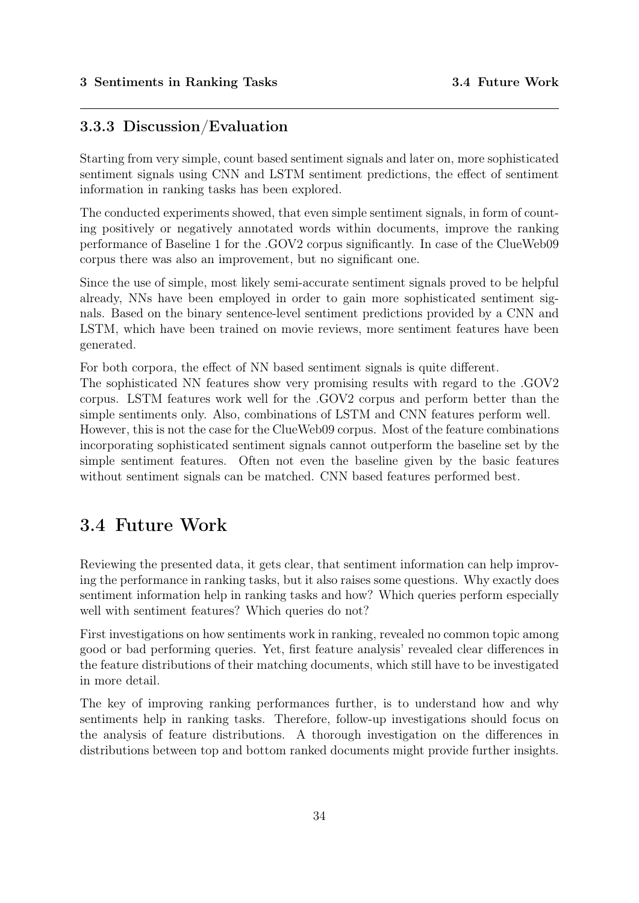### 3.3.3 Discussion/Evaluation

Starting from very simple, count based sentiment signals and later on, more sophisticated sentiment signals using CNN and LSTM sentiment predictions, the effect of sentiment information in ranking tasks has been explored.

The conducted experiments showed, that even simple sentiment signals, in form of counting positively or negatively annotated words within documents, improve the ranking performance of Baseline 1 for the .GOV2 corpus significantly. In case of the ClueWeb09 corpus there was also an improvement, but no significant one.

Since the use of simple, most likely semi-accurate sentiment signals proved to be helpful already, NNs have been employed in order to gain more sophisticated sentiment signals. Based on the binary sentence-level sentiment predictions provided by a CNN and LSTM, which have been trained on movie reviews, more sentiment features have been generated.

For both corpora, the effect of NN based sentiment signals is quite different.
The sophisticated NN features show very promising results with regard to the .GOV2 corpus. LSTM features work well for the .GOV2 corpus and perform better than the simple sentiments only. Also, combinations of LSTM and CNN features perform well.
However, this is not the case for the ClueWeb09 corpus. Most of the feature combinations incorporating sophisticated sentiment signals cannot outperform the baseline set by the simple sentiment features. Often not even the baseline given by the basic features without sentiment signals can be matched. CNN based features performed best.

## 3.4 Future Work

Reviewing the presented data, it gets clear, that sentiment information can help improving the performance in ranking tasks, but it also raises some questions. Why exactly does sentiment information help in ranking tasks and how? Which queries perform especially well with sentiment features? Which queries do not?

First investigations on how sentiments work in ranking, revealed no common topic among good or bad performing queries. Yet, first feature analysis' revealed clear differences in the feature distributions of their matching documents, which still have to be investigated in more detail.

The key of improving ranking performances further, is to understand how and why sentiments help in ranking tasks. Therefore, follow-up investigations should focus on the analysis of feature distributions. A thorough investigation on the differences in distributions between top and bottom ranked documents might provide further insights.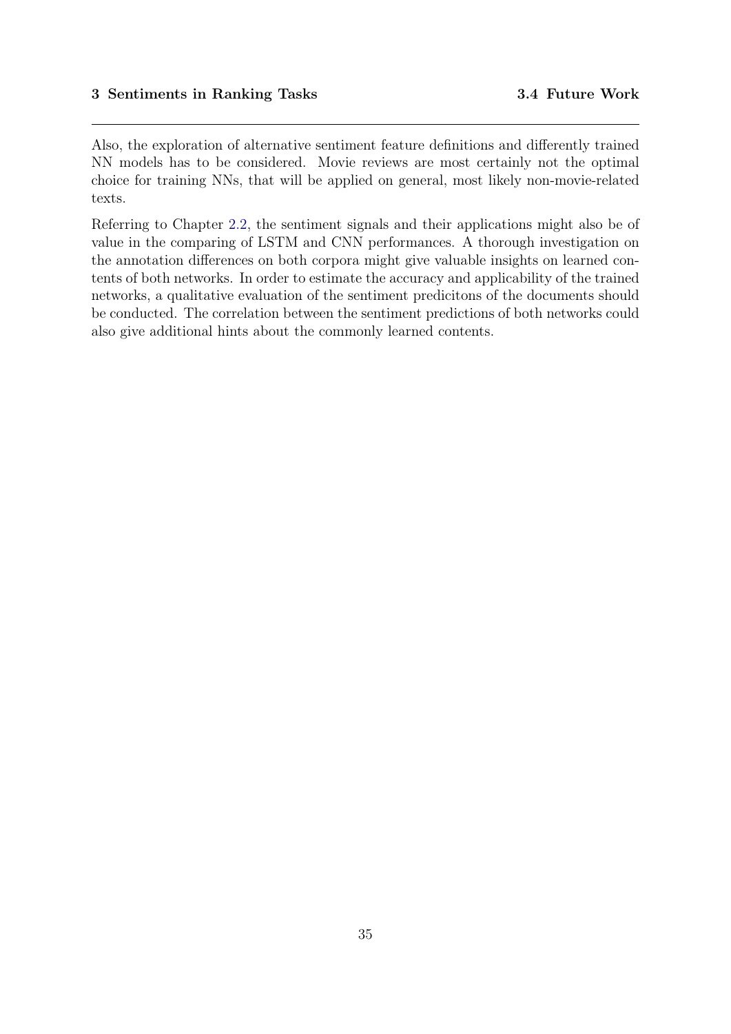Also, the exploration of alternative sentiment feature definitions and differently trained NN models has to be considered. Movie reviews are most certainly not the optimal choice for training NNs, that will be applied on general, most likely non-movie-related texts.

Referring to Chapter 2.2, the sentiment signals and their applications might also be of value in the comparing of LSTM and CNN performances. A thorough investigation on the annotation differences on both corpora might give valuable insights on learned contents of both networks. In order to estimate the accuracy and applicability of the trained networks, a qualitative evaluation of the sentiment predicitons of the documents should be conducted. The correlation between the sentiment predictions of both networks could also give additional hints about the commonly learned contents.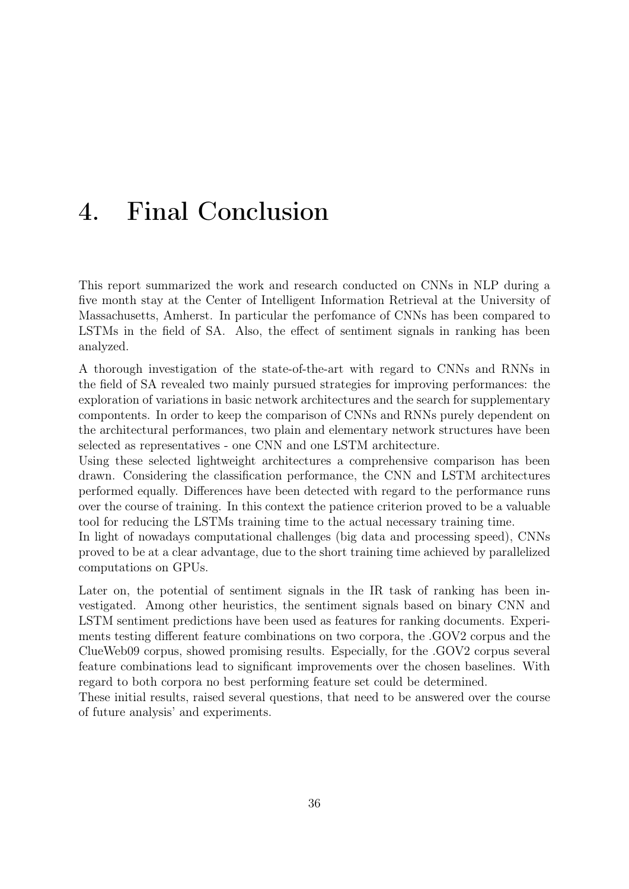# 4. Final Conclusion

This report summarized the work and research conducted on CNNs in NLP during a five month stay at the Center of Intelligent Information Retrieval at the University of Massachusetts, Amherst. In particular the perfomance of CNNs has been compared to LSTMs in the field of SA. Also, the effect of sentiment signals in ranking has been analyzed.

A thorough investigation of the state-of-the-art with regard to CNNs and RNNs in the field of SA revealed two mainly pursued strategies for improving performances: the exploration of variations in basic network architectures and the search for supplementary compontents. In order to keep the comparison of CNNs and RNNs purely dependent on the architectural performances, two plain and elementary network structures have been selected as representatives - one CNN and one LSTM architecture.
Using these selected lightweight architectures a comprehensive comparison has been drawn. Considering the classification performance, the CNN and LSTM architectures performed equally. Differences have been detected with regard to the performance runs over the course of training. In this context the patience criterion proved to be a valuable tool for reducing the LSTMs training time to the actual necessary training time.
In light of nowadays computational challenges (big data and processing speed), CNNs proved to be at a clear advantage, due to the short training time achieved by parallelized computations on GPUs.

Later on, the potential of sentiment signals in the IR task of ranking has been investigated. Among other heuristics, the sentiment signals based on binary CNN and LSTM sentiment predictions have been used as features for ranking documents. Experiments testing different feature combinations on two corpora, the .GOV2 corpus and the ClueWeb09 corpus, showed promising results. Especially, for the .GOV2 corpus several feature combinations lead to significant improvements over the chosen baselines. With regard to both corpora no best performing feature set could be determined.
These initial results, raised several questions, that need to be answered over the course of future analysis' and experiments.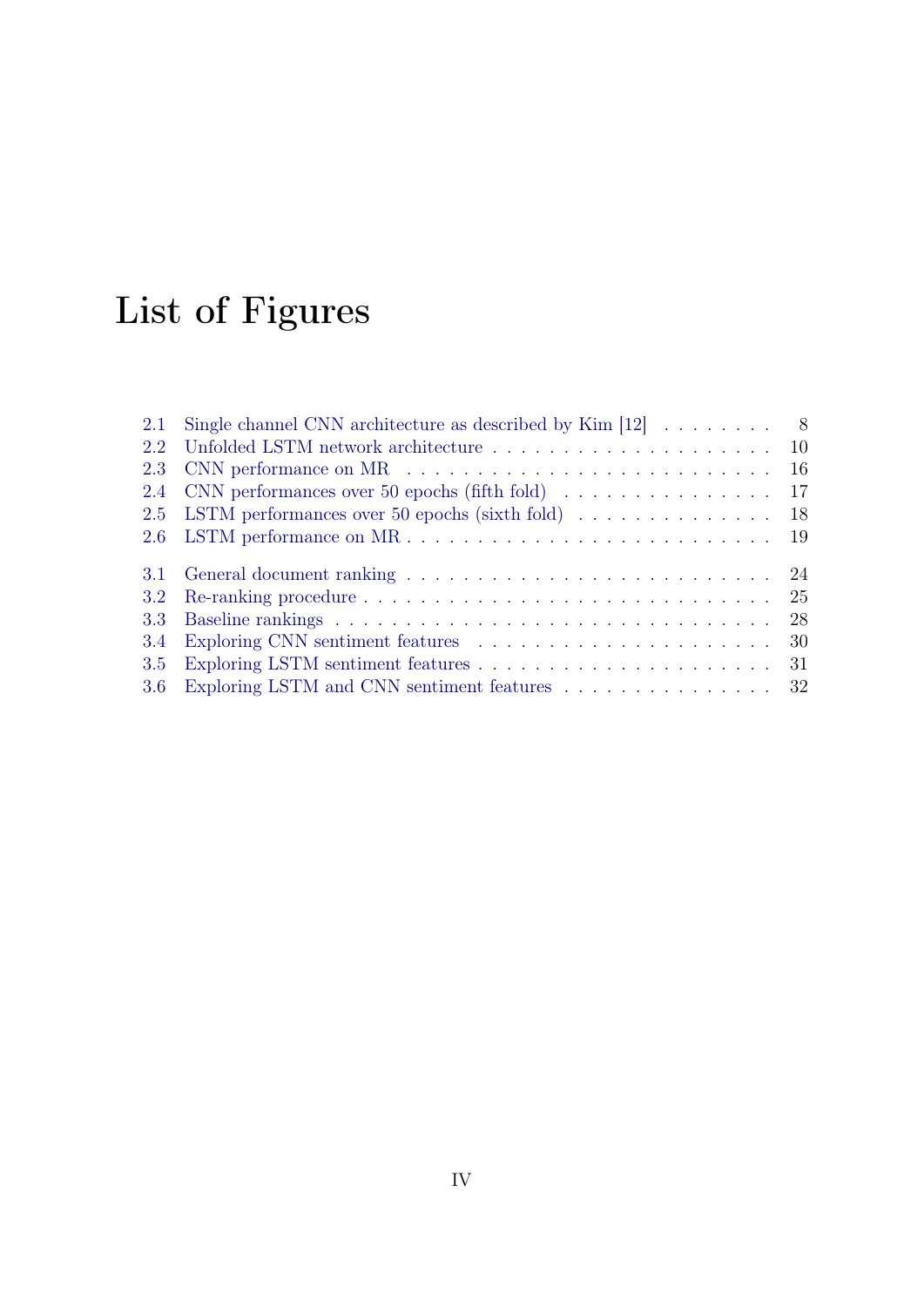# List of Figures

2.1 Single channel CNN architecture as described by Kim [12] . . . . . . . . . 8
2.2 Unfolded LSTM network architecture . . . . . . . . . . . . . . . . . . . . . 10
2.3 CNN performance on MR . . . . . . . . . . . . . . . . . . . . . . . . . . . 16
2.4 CNN performances over 50 epochs (fifth fold) . . . . . . . . . . . . . . . . 17
2.5 LSTM performances over 50 epochs (sixth fold) . . . . . . . . . . . . . . . 18
2.6 LSTM performance on MR . . . . . . . . . . . . . . . . . . . . . . . . . . 19

3.1 General document ranking . . . . . . . . . . . . . . . . . . . . . . . . . . 24
3.2 Re-ranking procedure . . . . . . . . . . . . . . . . . . . . . . . . . . . . . 25
3.3 Baseline rankings . . . . . . . . . . . . . . . . . . . . . . . . . . . . . . . 28
3.4 Exploring CNN sentiment features . . . . . . . . . . . . . . . . . . . . . . 30
3.5 Exploring LSTM sentiment features . . . . . . . . . . . . . . . . . . . . . 31
3.6 Exploring LSTM and CNN sentiment features . . . . . . . . . . . . . . . . 32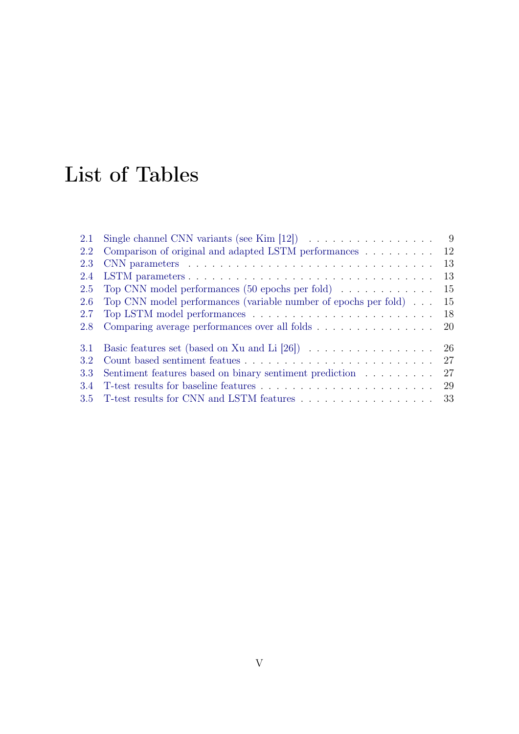# List of Tables

| | | |
|---|---|---|
| 2.1 | Single channel CNN variants (see Kim [12]) | 9 |
| 2.2 | Comparison of original and adapted LSTM performances | 12 |
| 2.3 | CNN parameters | 13 |
| 2.4 | LSTM parameters | 13 |
| 2.5 | Top CNN model performances (50 epochs per fold) | 15 |
| 2.6 | Top CNN model performances (variable number of epochs per fold) | 15 |
| 2.7 | Top LSTM model performances | 18 |
| 2.8 | Comparing average performances over all folds | 20 |
| 3.1 | Basic features set (based on Xu and Li [26]) | 26 |
| 3.2 | Count based sentiment featues | 27 |
| 3.3 | Sentiment features based on binary sentiment prediction | 27 |
| 3.4 | T-test results for baseline features | 29 |
| 3.5 | T-test results for CNN and LSTM features | 33 |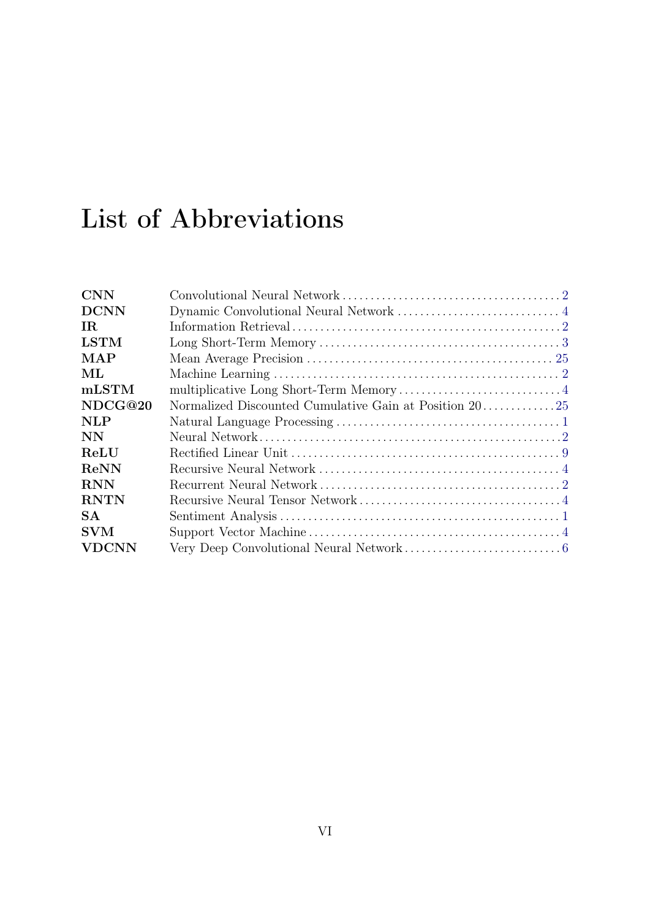# List of Abbreviations

| | | |
|---|---|---|
| **CNN** | Convolutional Neural Network | 2 |
| **DCNN** | Dynamic Convolutional Neural Network | 4 |
| **IR** | Information Retrieval | 2 |
| **LSTM** | Long Short-Term Memory | 3 |
| **MAP** | Mean Average Precision | 25 |
| **ML** | Machine Learning | 2 |
| **mLSTM** | multiplicative Long Short-Term Memory | 4 |
| **NDCG@20** | Normalized Discounted Cumulative Gain at Position 20 | 25 |
| **NLP** | Natural Language Processing | 1 |
| **NN** | Neural Network | 2 |
| **ReLU** | Rectified Linear Unit | 9 |
| **ReNN** | Recursive Neural Network | 4 |
| **RNN** | Recurrent Neural Network | 2 |
| **RNTN** | Recursive Neural Tensor Network | 4 |
| **SA** | Sentiment Analysis | 1 |
| **SVM** | Support Vector Machine | 4 |
| **VDCNN** | Very Deep Convolutional Neural Network | 6 |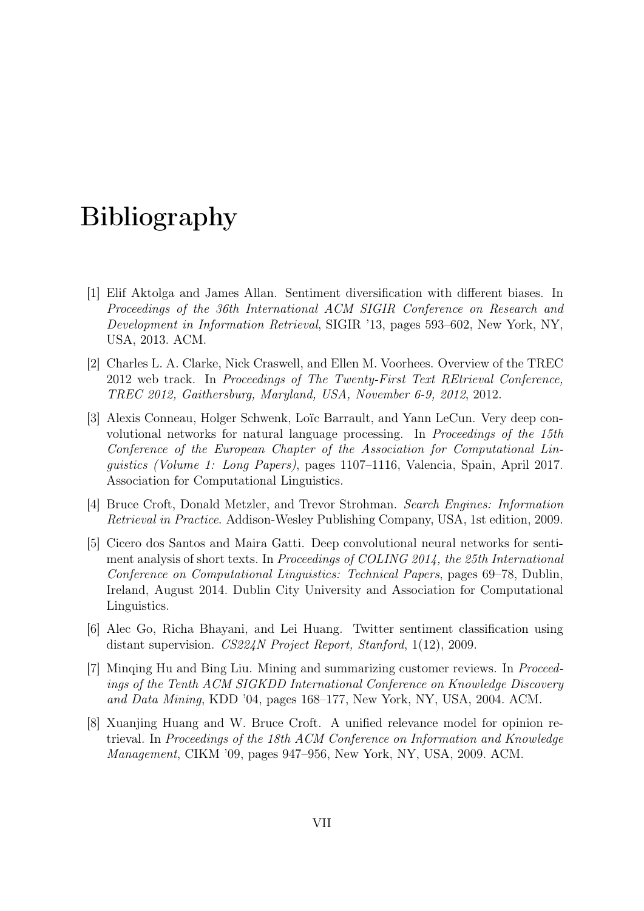# Bibliography

[1] Elif Aktolga and James Allan. Sentiment diversification with different biases. In *Proceedings of the 36th International ACM SIGIR Conference on Research and Development in Information Retrieval*, SIGIR '13, pages 593–602, New York, NY, USA, 2013. ACM.

[2] Charles L. A. Clarke, Nick Craswell, and Ellen M. Voorhees. Overview of the TREC 2012 web track. In *Proceedings of The Twenty-First Text REtrieval Conference, TREC 2012, Gaithersburg, Maryland, USA, November 6-9, 2012*, 2012.

[3] Alexis Conneau, Holger Schwenk, Loïc Barrault, and Yann LeCun. Very deep convolutional networks for natural language processing. In *Proceedings of the 15th Conference of the European Chapter of the Association for Computational Linguistics (Volume 1: Long Papers)*, pages 1107–1116, Valencia, Spain, April 2017. Association for Computational Linguistics.

[4] Bruce Croft, Donald Metzler, and Trevor Strohman. *Search Engines: Information Retrieval in Practice*. Addison-Wesley Publishing Company, USA, 1st edition, 2009.

[5] Cicero dos Santos and Maira Gatti. Deep convolutional neural networks for sentiment analysis of short texts. In *Proceedings of COLING 2014, the 25th International Conference on Computational Linguistics: Technical Papers*, pages 69–78, Dublin, Ireland, August 2014. Dublin City University and Association for Computational Linguistics.

[6] Alec Go, Richa Bhayani, and Lei Huang. Twitter sentiment classification using distant supervision. *CS224N Project Report, Stanford*, 1(12), 2009.

[7] Minqing Hu and Bing Liu. Mining and summarizing customer reviews. In *Proceedings of the Tenth ACM SIGKDD International Conference on Knowledge Discovery and Data Mining*, KDD '04, pages 168–177, New York, NY, USA, 2004. ACM.

[8] Xuanjing Huang and W. Bruce Croft. A unified relevance model for opinion retrieval. In *Proceedings of the 18th ACM Conference on Information and Knowledge Management*, CIKM '09, pages 947–956, New York, NY, USA, 2009. ACM.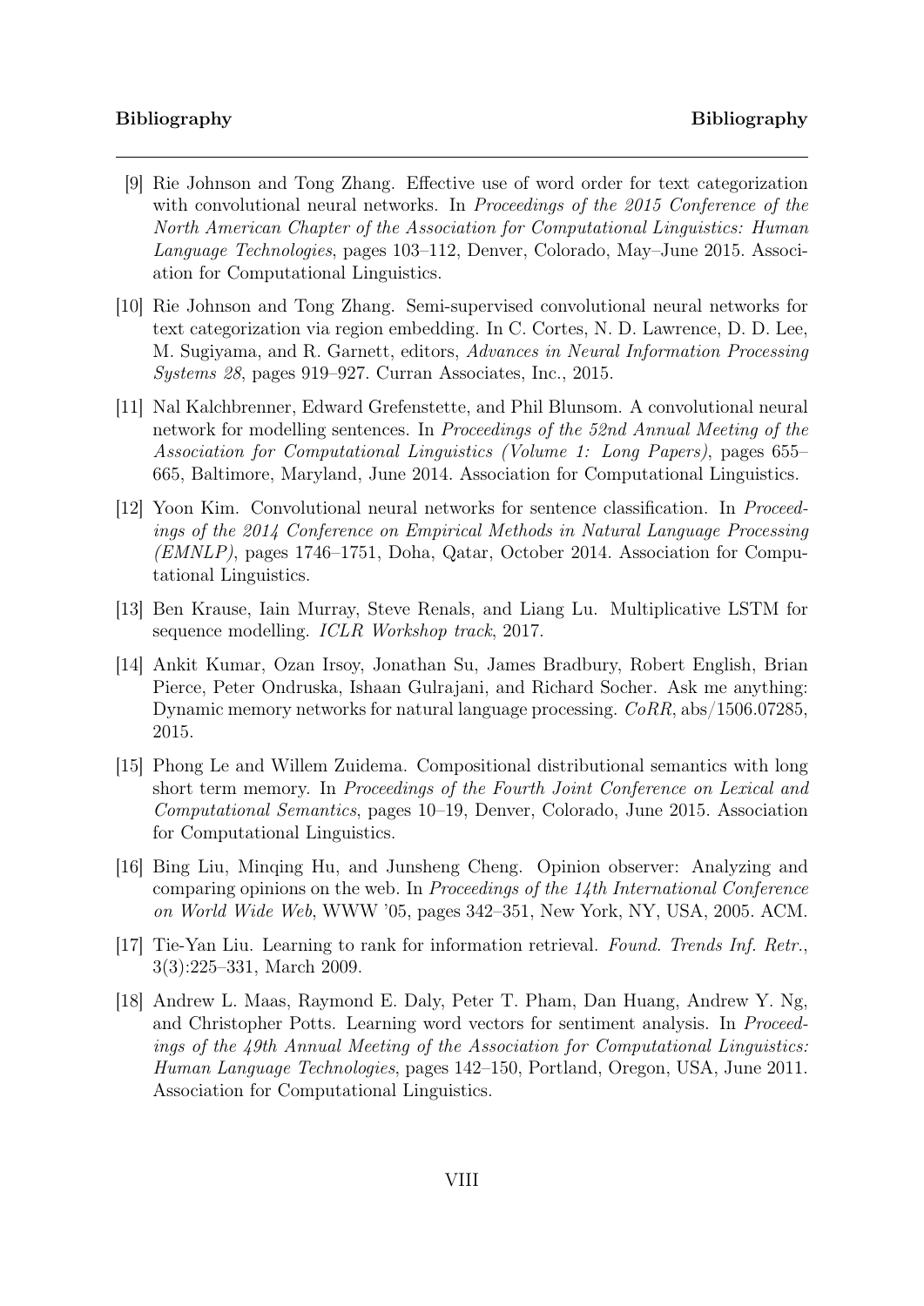[9] Rie Johnson and Tong Zhang. Effective use of word order for text categorization with convolutional neural networks. In *Proceedings of the 2015 Conference of the North American Chapter of the Association for Computational Linguistics: Human Language Technologies*, pages 103–112, Denver, Colorado, May–June 2015. Association for Computational Linguistics.

[10] Rie Johnson and Tong Zhang. Semi-supervised convolutional neural networks for text categorization via region embedding. In C. Cortes, N. D. Lawrence, D. D. Lee, M. Sugiyama, and R. Garnett, editors, *Advances in Neural Information Processing Systems 28*, pages 919–927. Curran Associates, Inc., 2015.

[11] Nal Kalchbrenner, Edward Grefenstette, and Phil Blunsom. A convolutional neural network for modelling sentences. In *Proceedings of the 52nd Annual Meeting of the Association for Computational Linguistics (Volume 1: Long Papers)*, pages 655–665, Baltimore, Maryland, June 2014. Association for Computational Linguistics.

[12] Yoon Kim. Convolutional neural networks for sentence classification. In *Proceedings of the 2014 Conference on Empirical Methods in Natural Language Processing (EMNLP)*, pages 1746–1751, Doha, Qatar, October 2014. Association for Computational Linguistics.

[13] Ben Krause, Iain Murray, Steve Renals, and Liang Lu. Multiplicative LSTM for sequence modelling. *ICLR Workshop track*, 2017.

[14] Ankit Kumar, Ozan Irsoy, Jonathan Su, James Bradbury, Robert English, Brian Pierce, Peter Ondruska, Ishaan Gulrajani, and Richard Socher. Ask me anything: Dynamic memory networks for natural language processing. *CoRR*, abs/1506.07285, 2015.

[15] Phong Le and Willem Zuidema. Compositional distributional semantics with long short term memory. In *Proceedings of the Fourth Joint Conference on Lexical and Computational Semantics*, pages 10–19, Denver, Colorado, June 2015. Association for Computational Linguistics.

[16] Bing Liu, Minqing Hu, and Junsheng Cheng. Opinion observer: Analyzing and comparing opinions on the web. In *Proceedings of the 14th International Conference on World Wide Web*, WWW '05, pages 342–351, New York, NY, USA, 2005. ACM.

[17] Tie-Yan Liu. Learning to rank for information retrieval. *Found. Trends Inf. Retr.*, 3(3):225–331, March 2009.

[18] Andrew L. Maas, Raymond E. Daly, Peter T. Pham, Dan Huang, Andrew Y. Ng, and Christopher Potts. Learning word vectors for sentiment analysis. In *Proceedings of the 49th Annual Meeting of the Association for Computational Linguistics: Human Language Technologies*, pages 142–150, Portland, Oregon, USA, June 2011. Association for Computational Linguistics.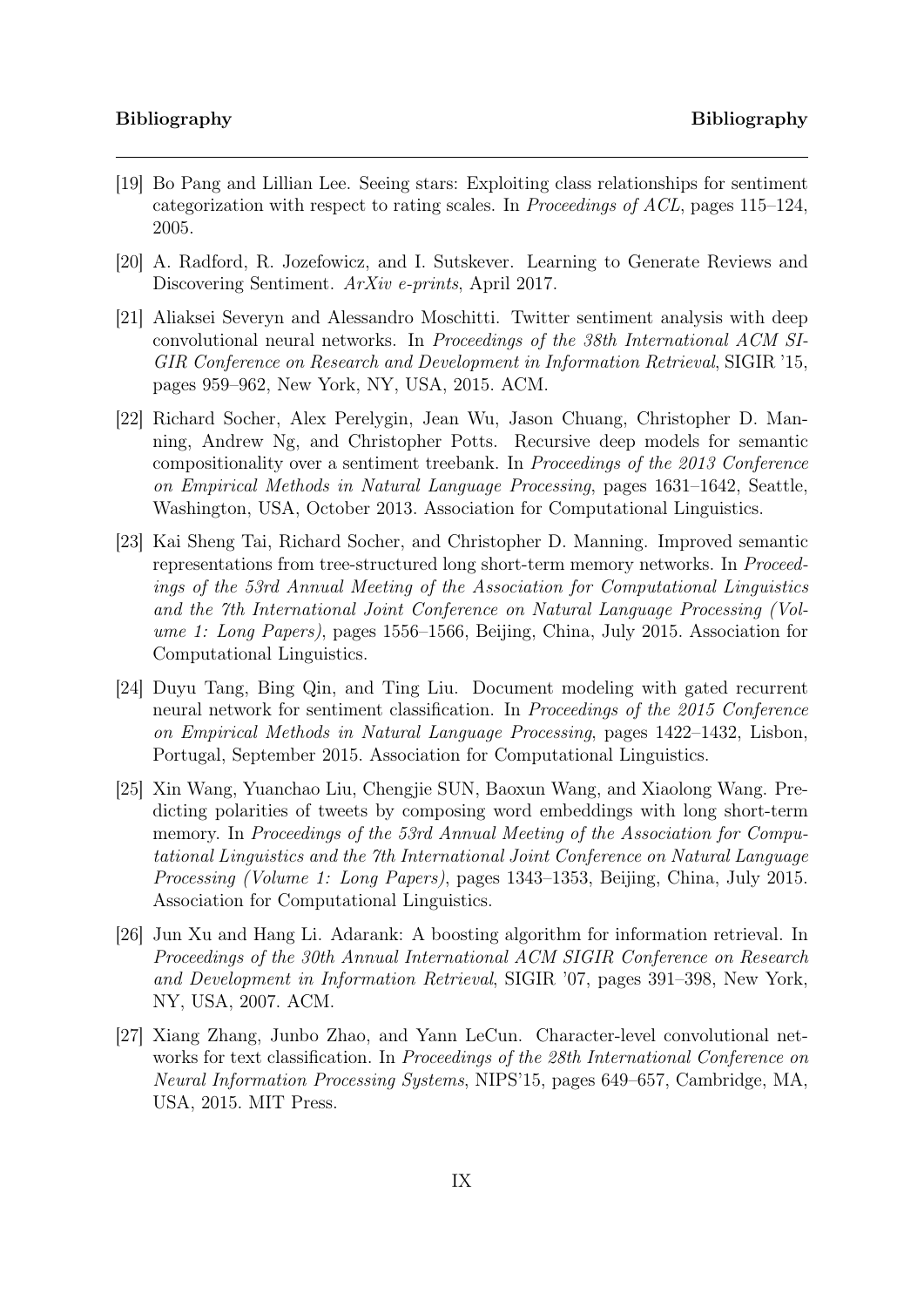[19] Bo Pang and Lillian Lee. Seeing stars: Exploiting class relationships for sentiment categorization with respect to rating scales. In *Proceedings of ACL*, pages 115–124, 2005.

[20] A. Radford, R. Jozefowicz, and I. Sutskever. Learning to Generate Reviews and Discovering Sentiment. *ArXiv e-prints*, April 2017.

[21] Aliaksei Severyn and Alessandro Moschitti. Twitter sentiment analysis with deep convolutional neural networks. In *Proceedings of the 38th International ACM SIGIR Conference on Research and Development in Information Retrieval*, SIGIR '15, pages 959–962, New York, NY, USA, 2015. ACM.

[22] Richard Socher, Alex Perelygin, Jean Wu, Jason Chuang, Christopher D. Manning, Andrew Ng, and Christopher Potts. Recursive deep models for semantic compositionality over a sentiment treebank. In *Proceedings of the 2013 Conference on Empirical Methods in Natural Language Processing*, pages 1631–1642, Seattle, Washington, USA, October 2013. Association for Computational Linguistics.

[23] Kai Sheng Tai, Richard Socher, and Christopher D. Manning. Improved semantic representations from tree-structured long short-term memory networks. In *Proceedings of the 53rd Annual Meeting of the Association for Computational Linguistics and the 7th International Joint Conference on Natural Language Processing (Volume 1: Long Papers)*, pages 1556–1566, Beijing, China, July 2015. Association for Computational Linguistics.

[24] Duyu Tang, Bing Qin, and Ting Liu. Document modeling with gated recurrent neural network for sentiment classification. In *Proceedings of the 2015 Conference on Empirical Methods in Natural Language Processing*, pages 1422–1432, Lisbon, Portugal, September 2015. Association for Computational Linguistics.

[25] Xin Wang, Yuanchao Liu, Chengjie SUN, Baoxun Wang, and Xiaolong Wang. Predicting polarities of tweets by composing word embeddings with long short-term memory. In *Proceedings of the 53rd Annual Meeting of the Association for Computational Linguistics and the 7th International Joint Conference on Natural Language Processing (Volume 1: Long Papers)*, pages 1343–1353, Beijing, China, July 2015. Association for Computational Linguistics.

[26] Jun Xu and Hang Li. Adarank: A boosting algorithm for information retrieval. In *Proceedings of the 30th Annual International ACM SIGIR Conference on Research and Development in Information Retrieval*, SIGIR '07, pages 391–398, New York, NY, USA, 2007. ACM.

[27] Xiang Zhang, Junbo Zhao, and Yann LeCun. Character-level convolutional networks for text classification. In *Proceedings of the 28th International Conference on Neural Information Processing Systems*, NIPS'15, pages 649–657, Cambridge, MA, USA, 2015. MIT Press.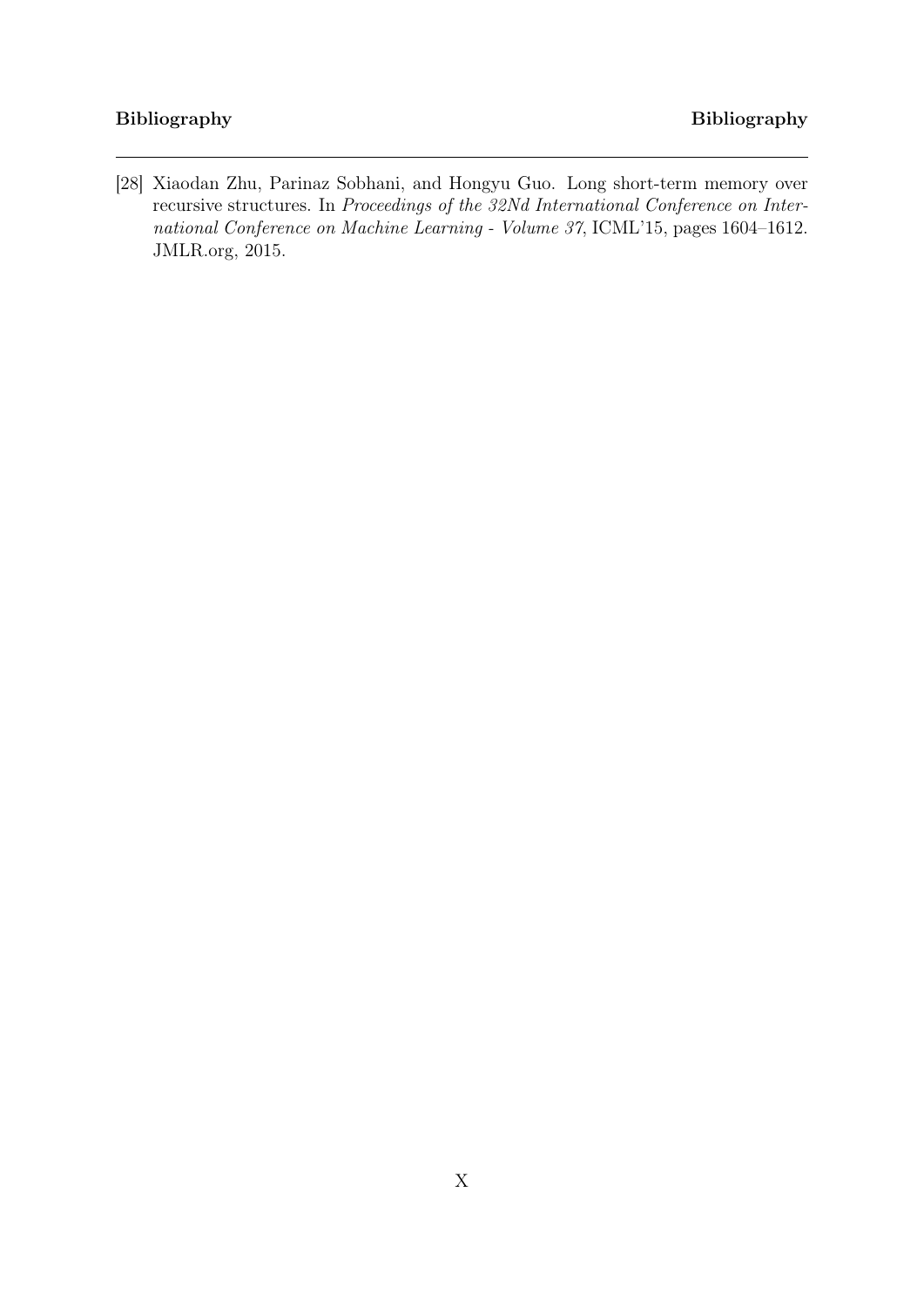[28] Xiaodan Zhu, Parinaz Sobhani, and Hongyu Guo. Long short-term memory over recursive structures. In *Proceedings of the 32Nd International Conference on International Conference on Machine Learning - Volume 37*, ICML'15, pages 1604–1612. JMLR.org, 2015.